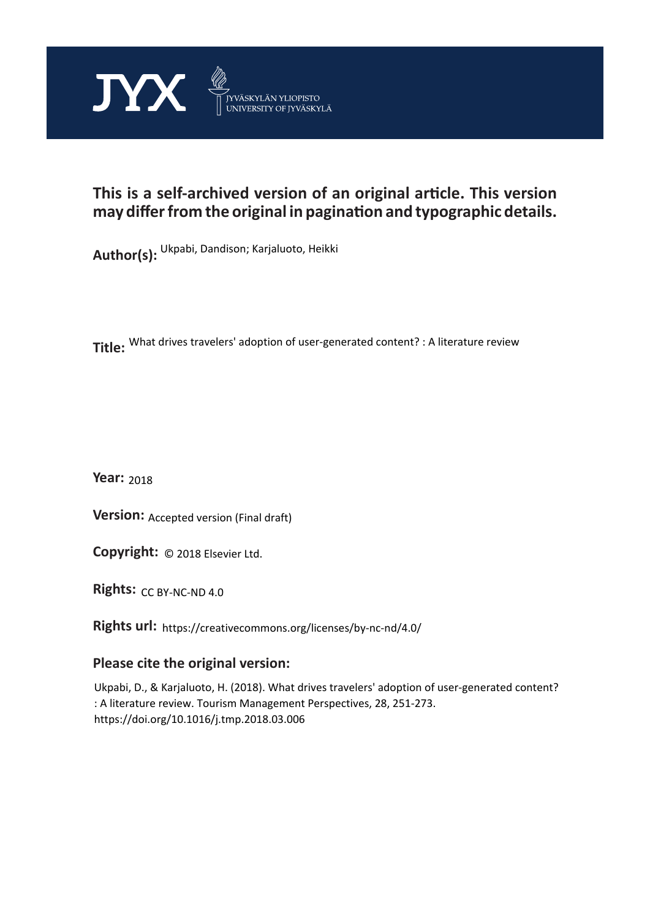JYX JYVÄSKYLÄN YLIOPISTO UNIVERSITY OF JYVÄSKYLÄ

**This is a self-archived version of an original article. This version may differ from the original in pagination and typographic details.**

**Author(s):** Ukpabi, Dandison; Karjaluoto, Heikki

**Title:** What drives travelers' adoption of user-generated content? : A literature review

**Year:** 2018

**Version:** Accepted version (Final draft)

**Copyright:** © 2018 Elsevier Ltd.

**Rights:** CC BY-NC-ND 4.0

**Rights url:** https://creativecommons.org/licenses/by-nc-nd/4.0/

**Please cite the original version:**

Ukpabi, D., & Karjaluoto, H. (2018). What drives travelers' adoption of user-generated content? : A literature review. Tourism Management Perspectives, 28, 251-273. https://doi.org/10.1016/j.tmp.2018.03.006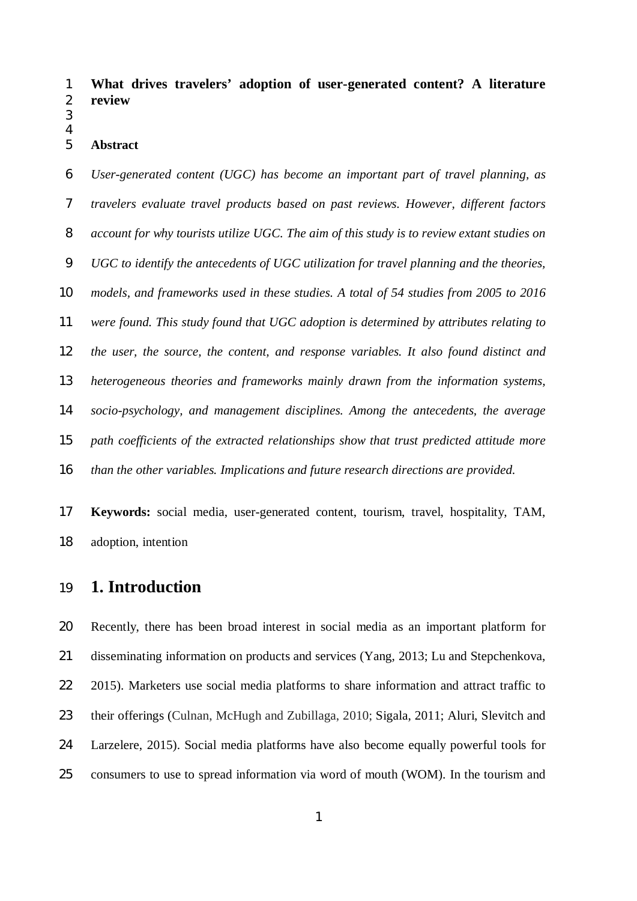**What drives travelers' adoption of user-generated content? A literature review**

**Abstract**

*User-generated content (UGC) has become an important part of travel planning, as travelers evaluate travel products based on past reviews. However, different factors account for why tourists utilize UGC. The aim of this study is to review extant studies on UGC to identify the antecedents of UGC utilization for travel planning and the theories, models, and frameworks used in these studies. A total of 54 studies from 2005 to 2016 were found. This study found that UGC adoption is determined by attributes relating to the user, the source, the content, and response variables. It also found distinct and heterogeneous theories and frameworks mainly drawn from the information systems, socio-psychology, and management disciplines. Among the antecedents, the average path coefficients of the extracted relationships show that trust predicted attitude more than the other variables. Implications and future research directions are provided.*

**Keywords:** social media, user-generated content, tourism, travel, hospitality, TAM, adoption, intention

# 1. Introduction

Recently, there has been broad interest in social media as an important platform for disseminating information on products and services (Yang, 2013; Lu and Stepchenkova, 2015). Marketers use social media platforms to share information and attract traffic to their offerings (Culnan, McHugh and Zubillaga, 2010; Sigala, 2011; Aluri, Slevitch and Larzelere, 2015). Social media platforms have also become equally powerful tools for consumers to use to spread information via word of mouth (WOM). In the tourism and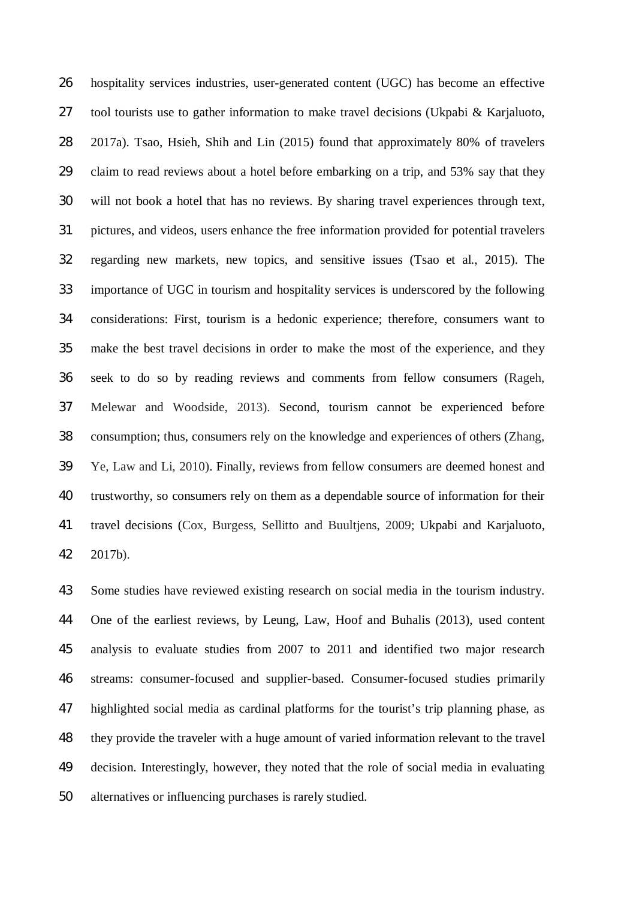hospitality services industries, user-generated content (UGC) has become an effective tool tourists use to gather information to make travel decisions (Ukpabi & Karjaluoto, 2017a). Tsao, Hsieh, Shih and Lin (2015) found that approximately 80% of travelers claim to read reviews about a hotel before embarking on a trip, and 53% say that they will not book a hotel that has no reviews. By sharing travel experiences through text, pictures, and videos, users enhance the free information provided for potential travelers regarding new markets, new topics, and sensitive issues (Tsao et al., 2015). The importance of UGC in tourism and hospitality services is underscored by the following considerations: First, tourism is a hedonic experience; therefore, consumers want to make the best travel decisions in order to make the most of the experience, and they seek to do so by reading reviews and comments from fellow consumers (Rageh, Melewar and Woodside, 2013). Second, tourism cannot be experienced before consumption; thus, consumers rely on the knowledge and experiences of others (Zhang, Ye, Law and Li, 2010). Finally, reviews from fellow consumers are deemed honest and trustworthy, so consumers rely on them as a dependable source of information for their travel decisions (Cox, Burgess, Sellitto and Buultjens, 2009; Ukpabi and Karjaluoto, 2017b).

Some studies have reviewed existing research on social media in the tourism industry. One of the earliest reviews, by Leung, Law, Hoof and Buhalis (2013), used content analysis to evaluate studies from 2007 to 2011 and identified two major research streams: consumer-focused and supplier-based. Consumer-focused studies primarily highlighted social media as cardinal platforms for the tourist's trip planning phase, as they provide the traveler with a huge amount of varied information relevant to the travel decision. Interestingly, however, they noted that the role of social media in evaluating alternatives or influencing purchases is rarely studied.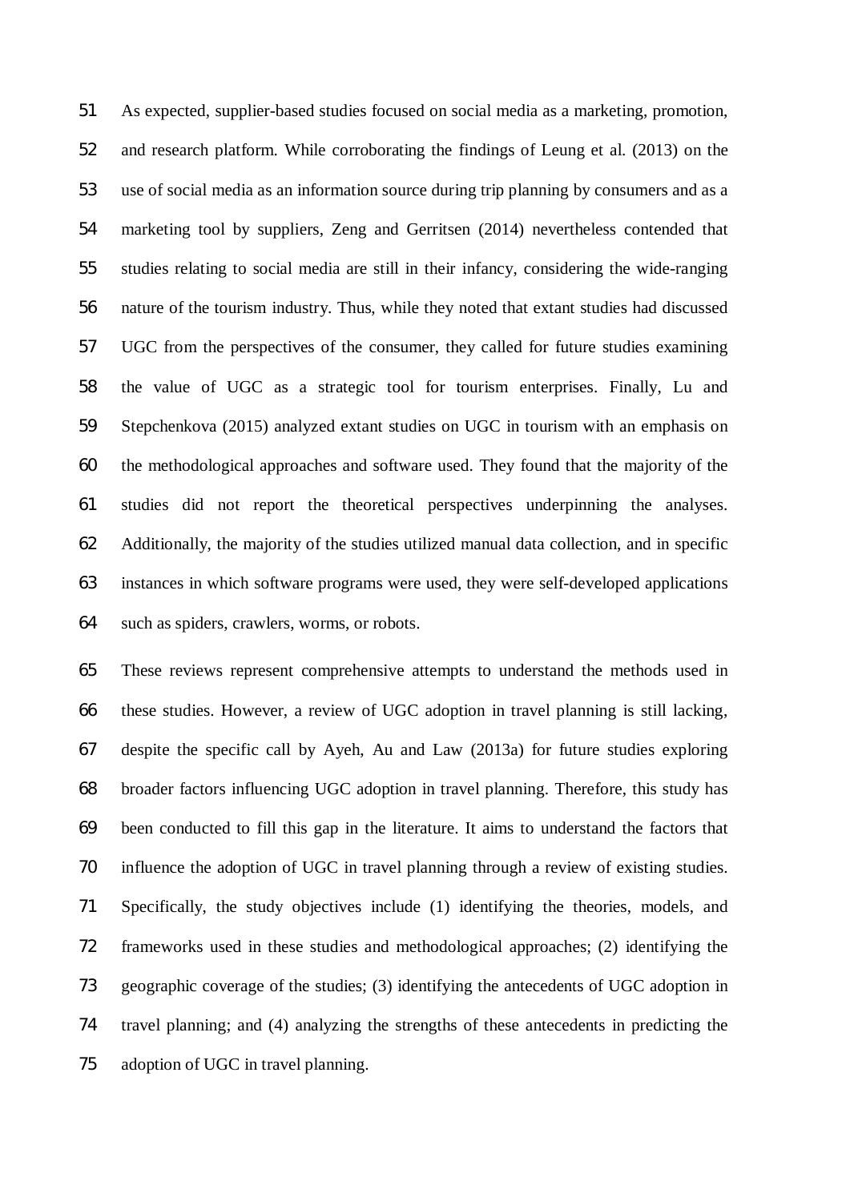As expected, supplier-based studies focused on social media as a marketing, promotion, and research platform. While corroborating the findings of Leung et al. (2013) on the use of social media as an information source during trip planning by consumers and as a marketing tool by suppliers, Zeng and Gerritsen (2014) nevertheless contended that studies relating to social media are still in their infancy, considering the wide-ranging nature of the tourism industry. Thus, while they noted that extant studies had discussed UGC from the perspectives of the consumer, they called for future studies examining the value of UGC as a strategic tool for tourism enterprises. Finally, Lu and Stepchenkova (2015) analyzed extant studies on UGC in tourism with an emphasis on the methodological approaches and software used. They found that the majority of the studies did not report the theoretical perspectives underpinning the analyses. Additionally, the majority of the studies utilized manual data collection, and in specific instances in which software programs were used, they were self-developed applications such as spiders, crawlers, worms, or robots.

These reviews represent comprehensive attempts to understand the methods used in these studies. However, a review of UGC adoption in travel planning is still lacking, despite the specific call by Ayeh, Au and Law (2013a) for future studies exploring broader factors influencing UGC adoption in travel planning. Therefore, this study has been conducted to fill this gap in the literature. It aims to understand the factors that influence the adoption of UGC in travel planning through a review of existing studies. Specifically, the study objectives include (1) identifying the theories, models, and frameworks used in these studies and methodological approaches; (2) identifying the geographic coverage of the studies; (3) identifying the antecedents of UGC adoption in travel planning; and (4) analyzing the strengths of these antecedents in predicting the adoption of UGC in travel planning.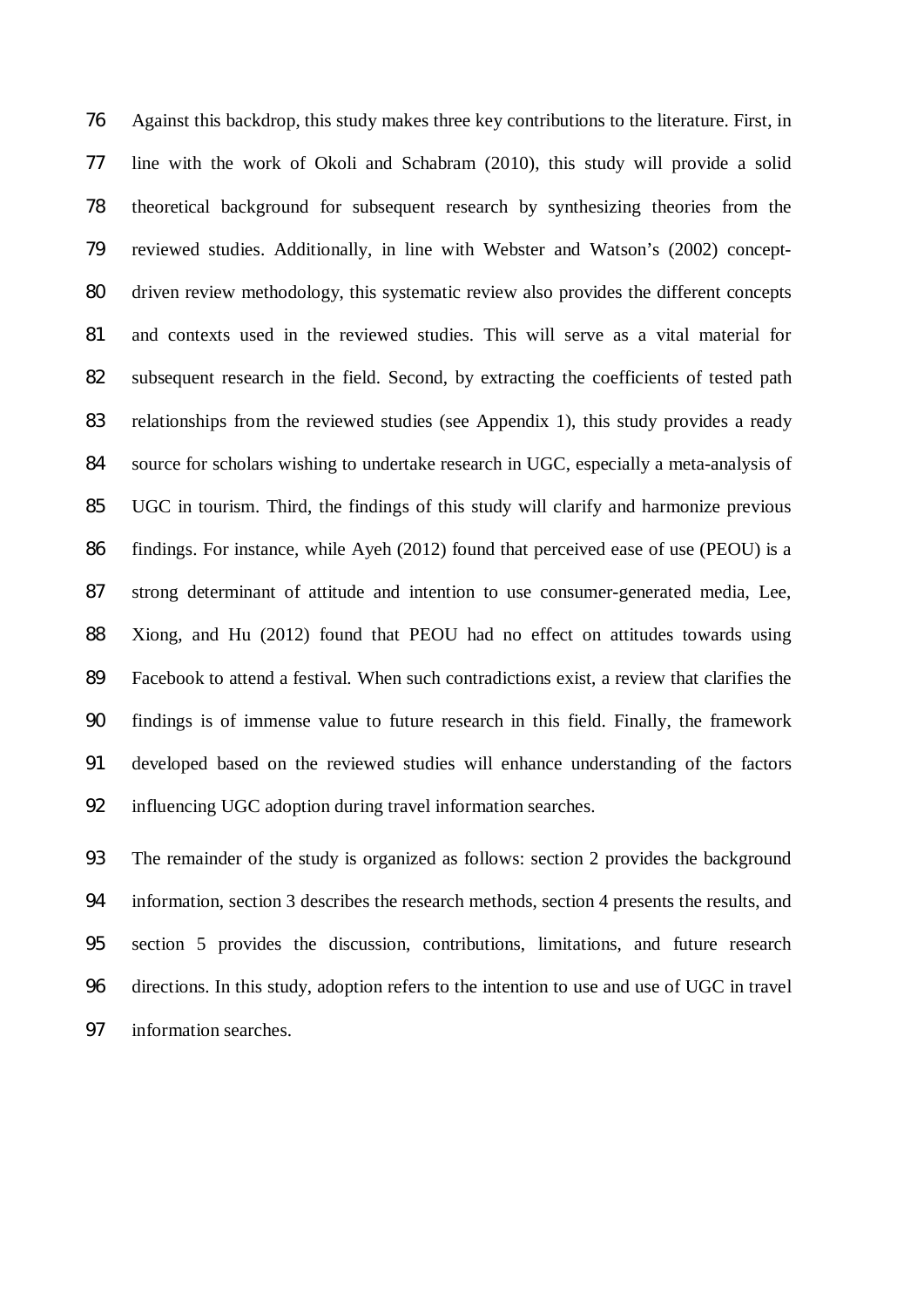Against this backdrop, this study makes three key contributions to the literature. First, in line with the work of Okoli and Schabram (2010), this study will provide a solid theoretical background for subsequent research by synthesizing theories from the reviewed studies. Additionally, in line with Webster and Watson's (2002) concept-driven review methodology, this systematic review also provides the different concepts and contexts used in the reviewed studies. This will serve as a vital material for subsequent research in the field. Second, by extracting the coefficients of tested path relationships from the reviewed studies (see Appendix 1), this study provides a ready source for scholars wishing to undertake research in UGC, especially a meta-analysis of UGC in tourism. Third, the findings of this study will clarify and harmonize previous findings. For instance, while Ayeh (2012) found that perceived ease of use (PEOU) is a strong determinant of attitude and intention to use consumer-generated media, Lee, Xiong, and Hu (2012) found that PEOU had no effect on attitudes towards using Facebook to attend a festival. When such contradictions exist, a review that clarifies the findings is of immense value to future research in this field. Finally, the framework developed based on the reviewed studies will enhance understanding of the factors influencing UGC adoption during travel information searches.

The remainder of the study is organized as follows: section 2 provides the background information, section 3 describes the research methods, section 4 presents the results, and section 5 provides the discussion, contributions, limitations, and future research directions. In this study, adoption refers to the intention to use and use of UGC in travel information searches.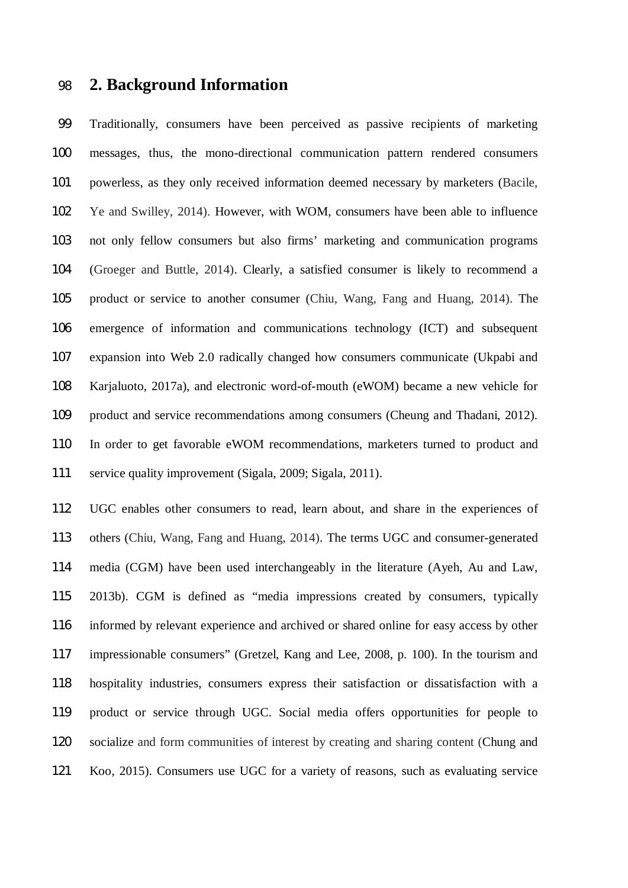## 2. Background Information

Traditionally, consumers have been perceived as passive recipients of marketing messages, thus, the mono-directional communication pattern rendered consumers powerless, as they only received information deemed necessary by marketers (Bacile, Ye and Swilley, 2014). However, with WOM, consumers have been able to influence not only fellow consumers but also firms' marketing and communication programs (Groeger and Buttle, 2014). Clearly, a satisfied consumer is likely to recommend a product or service to another consumer (Chiu, Wang, Fang and Huang, 2014). The emergence of information and communications technology (ICT) and subsequent expansion into Web 2.0 radically changed how consumers communicate (Ukpabi and Karjaluoto, 2017a), and electronic word-of-mouth (eWOM) became a new vehicle for product and service recommendations among consumers (Cheung and Thadani, 2012). In order to get favorable eWOM recommendations, marketers turned to product and service quality improvement (Sigala, 2009; Sigala, 2011).

UGC enables other consumers to read, learn about, and share in the experiences of others (Chiu, Wang, Fang and Huang, 2014). The terms UGC and consumer-generated media (CGM) have been used interchangeably in the literature (Ayeh, Au and Law, 2013b). CGM is defined as "media impressions created by consumers, typically informed by relevant experience and archived or shared online for easy access by other impressionable consumers" (Gretzel, Kang and Lee, 2008, p. 100). In the tourism and hospitality industries, consumers express their satisfaction or dissatisfaction with a product or service through UGC. Social media offers opportunities for people to socialize and form communities of interest by creating and sharing content (Chung and Koo, 2015). Consumers use UGC for a variety of reasons, such as evaluating service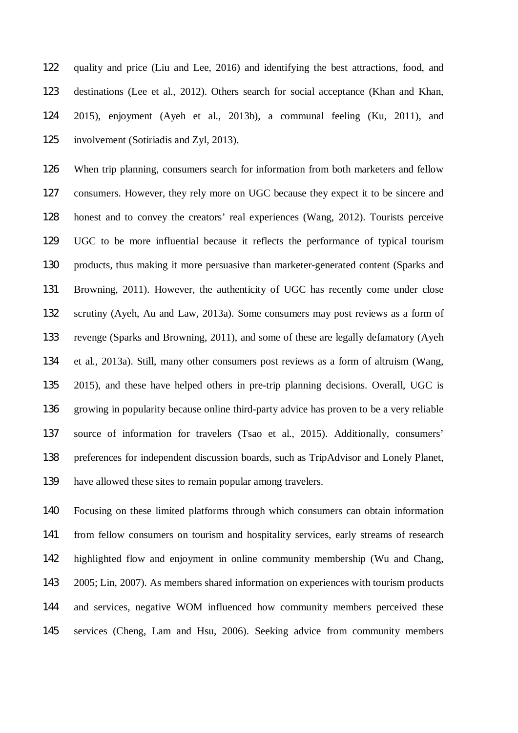quality and price (Liu and Lee, 2016) and identifying the best attractions, food, and destinations (Lee et al., 2012). Others search for social acceptance (Khan and Khan, 2015), enjoyment (Ayeh et al., 2013b), a communal feeling (Ku, 2011), and involvement (Sotiriadis and Zyl, 2013).

When trip planning, consumers search for information from both marketers and fellow consumers. However, they rely more on UGC because they expect it to be sincere and honest and to convey the creators' real experiences (Wang, 2012). Tourists perceive UGC to be more influential because it reflects the performance of typical tourism products, thus making it more persuasive than marketer-generated content (Sparks and Browning, 2011). However, the authenticity of UGC has recently come under close scrutiny (Ayeh, Au and Law, 2013a). Some consumers may post reviews as a form of revenge (Sparks and Browning, 2011), and some of these are legally defamatory (Ayeh et al., 2013a). Still, many other consumers post reviews as a form of altruism (Wang, 2015), and these have helped others in pre-trip planning decisions. Overall, UGC is growing in popularity because online third-party advice has proven to be a very reliable source of information for travelers (Tsao et al., 2015). Additionally, consumers' preferences for independent discussion boards, such as TripAdvisor and Lonely Planet, have allowed these sites to remain popular among travelers.

Focusing on these limited platforms through which consumers can obtain information from fellow consumers on tourism and hospitality services, early streams of research highlighted flow and enjoyment in online community membership (Wu and Chang, 2005; Lin, 2007). As members shared information on experiences with tourism products and services, negative WOM influenced how community members perceived these services (Cheng, Lam and Hsu, 2006). Seeking advice from community members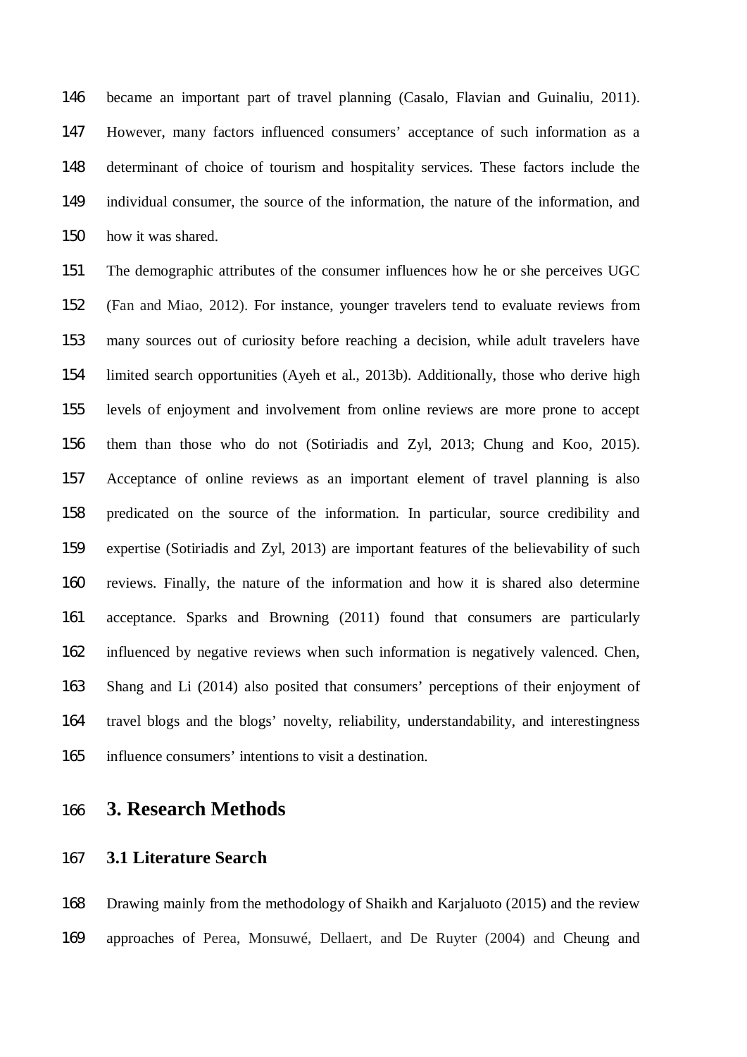became an important part of travel planning (Casalo, Flavian and Guinaliu, 2011). However, many factors influenced consumers' acceptance of such information as a determinant of choice of tourism and hospitality services. These factors include the individual consumer, the source of the information, the nature of the information, and how it was shared.

The demographic attributes of the consumer influences how he or she perceives UGC (Fan and Miao, 2012). For instance, younger travelers tend to evaluate reviews from many sources out of curiosity before reaching a decision, while adult travelers have limited search opportunities (Ayeh et al., 2013b). Additionally, those who derive high levels of enjoyment and involvement from online reviews are more prone to accept them than those who do not (Sotiriadis and Zyl, 2013; Chung and Koo, 2015). Acceptance of online reviews as an important element of travel planning is also predicated on the source of the information. In particular, source credibility and expertise (Sotiriadis and Zyl, 2013) are important features of the believability of such reviews. Finally, the nature of the information and how it is shared also determine acceptance. Sparks and Browning (2011) found that consumers are particularly influenced by negative reviews when such information is negatively valenced. Chen, Shang and Li (2014) also posited that consumers' perceptions of their enjoyment of travel blogs and the blogs' novelty, reliability, understandability, and interestingness influence consumers' intentions to visit a destination.

# 3. Research Methods

## 3.1 Literature Search

Drawing mainly from the methodology of Shaikh and Karjaluoto (2015) and the review approaches of Perea, Monsuwé, Dellaert, and De Ruyter (2004) and Cheung and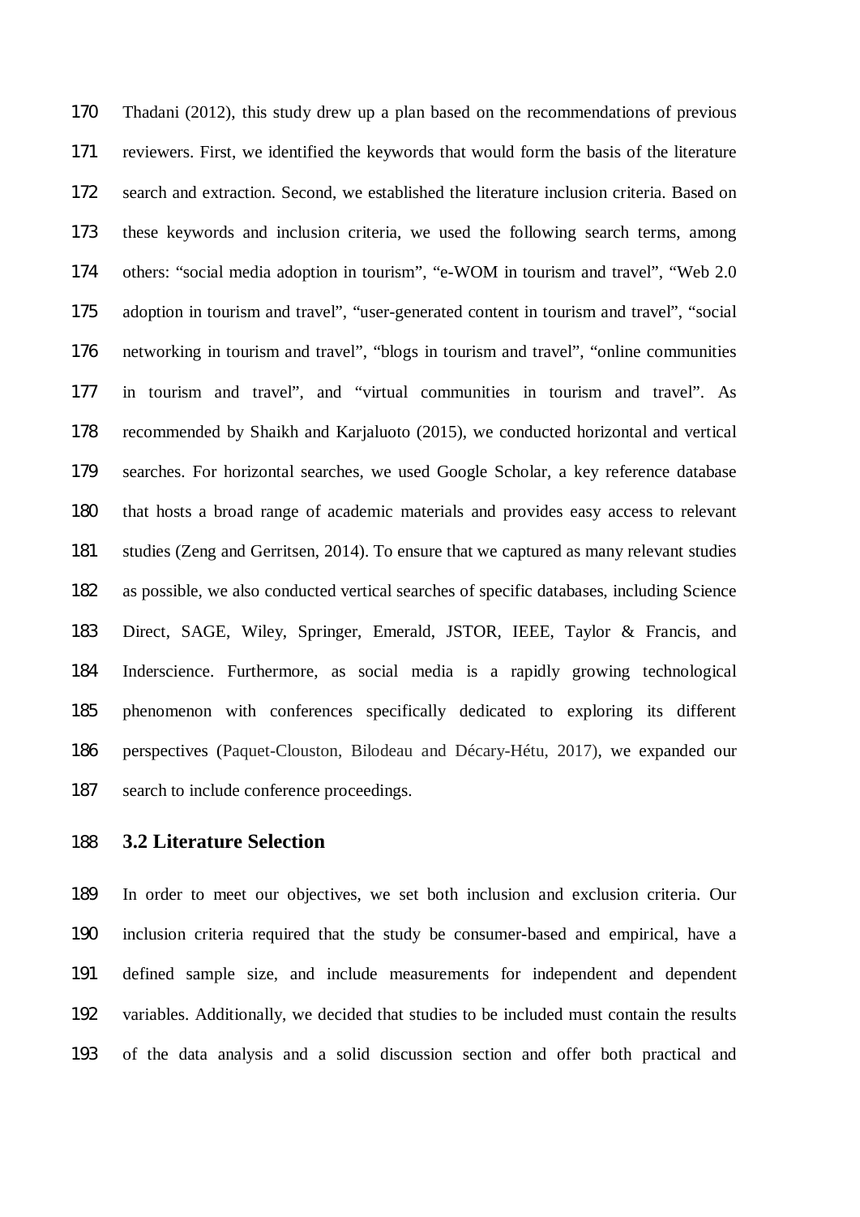Thadani (2012), this study drew up a plan based on the recommendations of previous reviewers. First, we identified the keywords that would form the basis of the literature search and extraction. Second, we established the literature inclusion criteria. Based on these keywords and inclusion criteria, we used the following search terms, among others: "social media adoption in tourism", "e-WOM in tourism and travel", "Web 2.0 adoption in tourism and travel", "user-generated content in tourism and travel", "social networking in tourism and travel", "blogs in tourism and travel", "online communities in tourism and travel", and "virtual communities in tourism and travel". As recommended by Shaikh and Karjaluoto (2015), we conducted horizontal and vertical searches. For horizontal searches, we used Google Scholar, a key reference database that hosts a broad range of academic materials and provides easy access to relevant studies (Zeng and Gerritsen, 2014). To ensure that we captured as many relevant studies as possible, we also conducted vertical searches of specific databases, including Science Direct, SAGE, Wiley, Springer, Emerald, JSTOR, IEEE, Taylor & Francis, and Inderscience. Furthermore, as social media is a rapidly growing technological phenomenon with conferences specifically dedicated to exploring its different perspectives (Paquet-Clouston, Bilodeau and Décary-Hétu, 2017), we expanded our search to include conference proceedings.

## 3.2 Literature Selection

In order to meet our objectives, we set both inclusion and exclusion criteria. Our inclusion criteria required that the study be consumer-based and empirical, have a defined sample size, and include measurements for independent and dependent variables. Additionally, we decided that studies to be included must contain the results of the data analysis and a solid discussion section and offer both practical and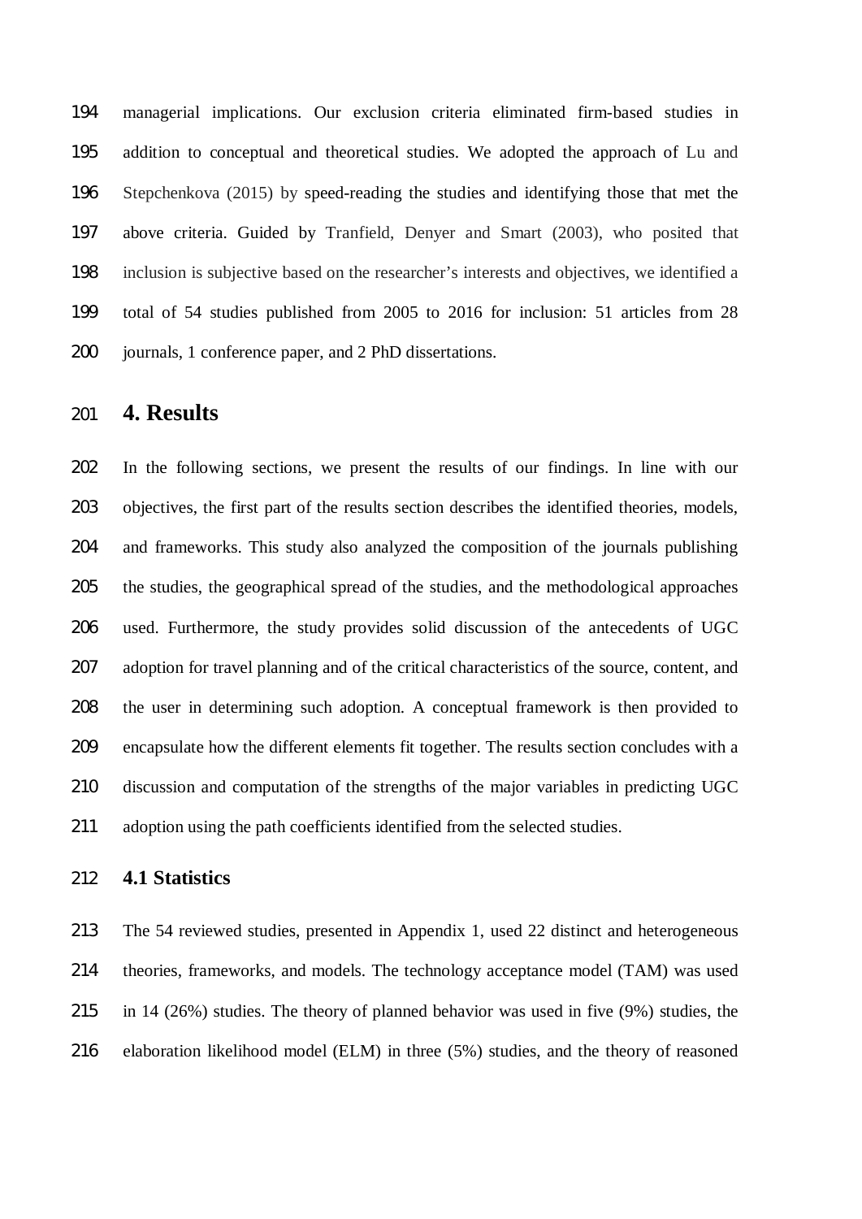managerial implications. Our exclusion criteria eliminated firm-based studies in addition to conceptual and theoretical studies. We adopted the approach of Lu and Stepchenkova (2015) by speed-reading the studies and identifying those that met the above criteria. Guided by Tranfield, Denyer and Smart (2003), who posited that inclusion is subjective based on the researcher's interests and objectives, we identified a total of 54 studies published from 2005 to 2016 for inclusion: 51 articles from 28 journals, 1 conference paper, and 2 PhD dissertations.

# 4. Results

In the following sections, we present the results of our findings. In line with our objectives, the first part of the results section describes the identified theories, models, and frameworks. This study also analyzed the composition of the journals publishing the studies, the geographical spread of the studies, and the methodological approaches used. Furthermore, the study provides solid discussion of the antecedents of UGC adoption for travel planning and of the critical characteristics of the source, content, and the user in determining such adoption. A conceptual framework is then provided to encapsulate how the different elements fit together. The results section concludes with a discussion and computation of the strengths of the major variables in predicting UGC adoption using the path coefficients identified from the selected studies.

## 4.1 Statistics

The 54 reviewed studies, presented in Appendix 1, used 22 distinct and heterogeneous theories, frameworks, and models. The technology acceptance model (TAM) was used in 14 (26%) studies. The theory of planned behavior was used in five (9%) studies, the elaboration likelihood model (ELM) in three (5%) studies, and the theory of reasoned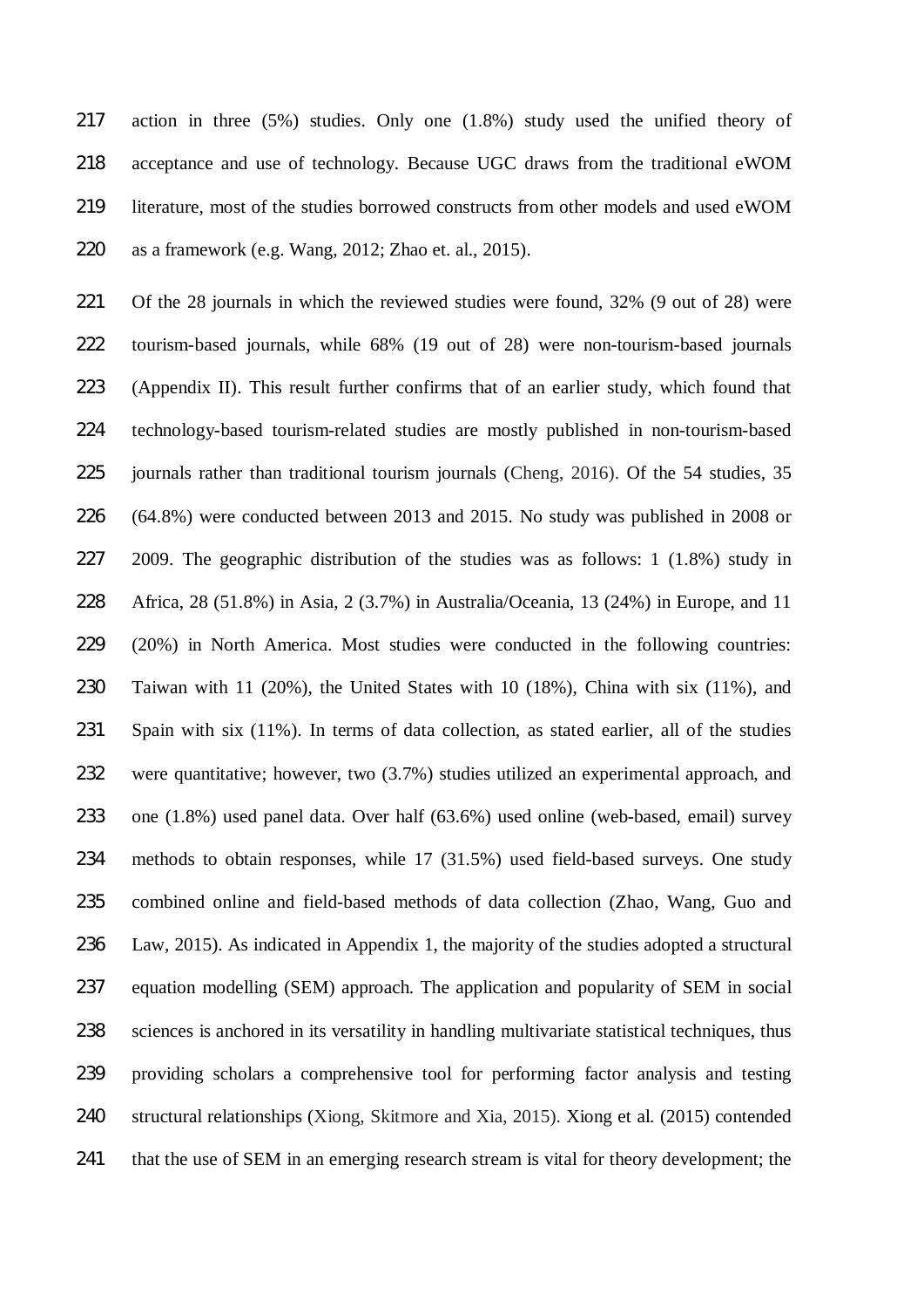action in three (5%) studies. Only one (1.8%) study used the unified theory of acceptance and use of technology. Because UGC draws from the traditional eWOM literature, most of the studies borrowed constructs from other models and used eWOM as a framework (e.g. Wang, 2012; Zhao et. al., 2015).

Of the 28 journals in which the reviewed studies were found, 32% (9 out of 28) were tourism-based journals, while 68% (19 out of 28) were non-tourism-based journals (Appendix II). This result further confirms that of an earlier study, which found that technology-based tourism-related studies are mostly published in non-tourism-based journals rather than traditional tourism journals (Cheng, 2016). Of the 54 studies, 35 (64.8%) were conducted between 2013 and 2015. No study was published in 2008 or 2009. The geographic distribution of the studies was as follows: 1 (1.8%) study in Africa, 28 (51.8%) in Asia, 2 (3.7%) in Australia/Oceania, 13 (24%) in Europe, and 11 (20%) in North America. Most studies were conducted in the following countries: Taiwan with 11 (20%), the United States with 10 (18%), China with six (11%), and Spain with six (11%). In terms of data collection, as stated earlier, all of the studies were quantitative; however, two (3.7%) studies utilized an experimental approach, and one (1.8%) used panel data. Over half (63.6%) used online (web-based, email) survey methods to obtain responses, while 17 (31.5%) used field-based surveys. One study combined online and field-based methods of data collection (Zhao, Wang, Guo and Law, 2015). As indicated in Appendix 1, the majority of the studies adopted a structural equation modelling (SEM) approach. The application and popularity of SEM in social sciences is anchored in its versatility in handling multivariate statistical techniques, thus providing scholars a comprehensive tool for performing factor analysis and testing structural relationships (Xiong, Skitmore and Xia, 2015). Xiong et al. (2015) contended that the use of SEM in an emerging research stream is vital for theory development; the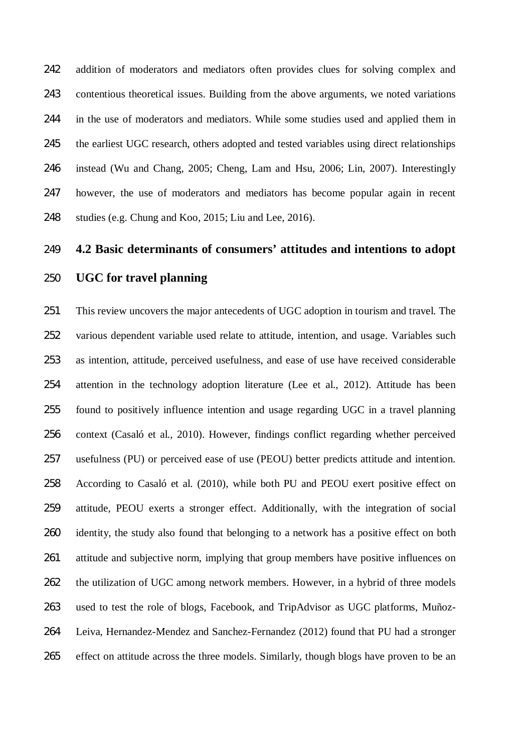addition of moderators and mediators often provides clues for solving complex and contentious theoretical issues. Building from the above arguments, we noted variations in the use of moderators and mediators. While some studies used and applied them in the earliest UGC research, others adopted and tested variables using direct relationships instead (Wu and Chang, 2005; Cheng, Lam and Hsu, 2006; Lin, 2007). Interestingly however, the use of moderators and mediators has become popular again in recent studies (e.g. Chung and Koo, 2015; Liu and Lee, 2016).

### 4.2 Basic determinants of consumers' attitudes and intentions to adopt UGC for travel planning

This review uncovers the major antecedents of UGC adoption in tourism and travel. The various dependent variable used relate to attitude, intention, and usage. Variables such as intention, attitude, perceived usefulness, and ease of use have received considerable attention in the technology adoption literature (Lee et al., 2012). Attitude has been found to positively influence intention and usage regarding UGC in a travel planning context (Casaló et al., 2010). However, findings conflict regarding whether perceived usefulness (PU) or perceived ease of use (PEOU) better predicts attitude and intention. According to Casaló et al. (2010), while both PU and PEOU exert positive effect on attitude, PEOU exerts a stronger effect. Additionally, with the integration of social identity, the study also found that belonging to a network has a positive effect on both attitude and subjective norm, implying that group members have positive influences on the utilization of UGC among network members. However, in a hybrid of three models used to test the role of blogs, Facebook, and TripAdvisor as UGC platforms, Muñoz-Leiva, Hernandez-Mendez and Sanchez-Fernandez (2012) found that PU had a stronger effect on attitude across the three models. Similarly, though blogs have proven to be an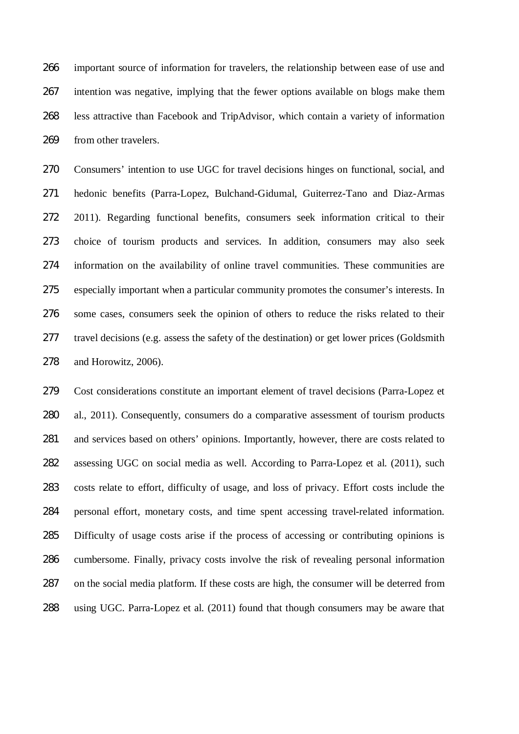important source of information for travelers, the relationship between ease of use and intention was negative, implying that the fewer options available on blogs make them less attractive than Facebook and TripAdvisor, which contain a variety of information from other travelers.

Consumers' intention to use UGC for travel decisions hinges on functional, social, and hedonic benefits (Parra-Lopez, Bulchand-Gidumal, Guiterrez-Tano and Diaz-Armas 2011). Regarding functional benefits, consumers seek information critical to their choice of tourism products and services. In addition, consumers may also seek information on the availability of online travel communities. These communities are especially important when a particular community promotes the consumer's interests. In some cases, consumers seek the opinion of others to reduce the risks related to their travel decisions (e.g. assess the safety of the destination) or get lower prices (Goldsmith and Horowitz, 2006).

Cost considerations constitute an important element of travel decisions (Parra-Lopez et al., 2011). Consequently, consumers do a comparative assessment of tourism products and services based on others' opinions. Importantly, however, there are costs related to assessing UGC on social media as well. According to Parra-Lopez et al. (2011), such costs relate to effort, difficulty of usage, and loss of privacy. Effort costs include the personal effort, monetary costs, and time spent accessing travel-related information. Difficulty of usage costs arise if the process of accessing or contributing opinions is cumbersome. Finally, privacy costs involve the risk of revealing personal information on the social media platform. If these costs are high, the consumer will be deterred from using UGC. Parra-Lopez et al. (2011) found that though consumers may be aware that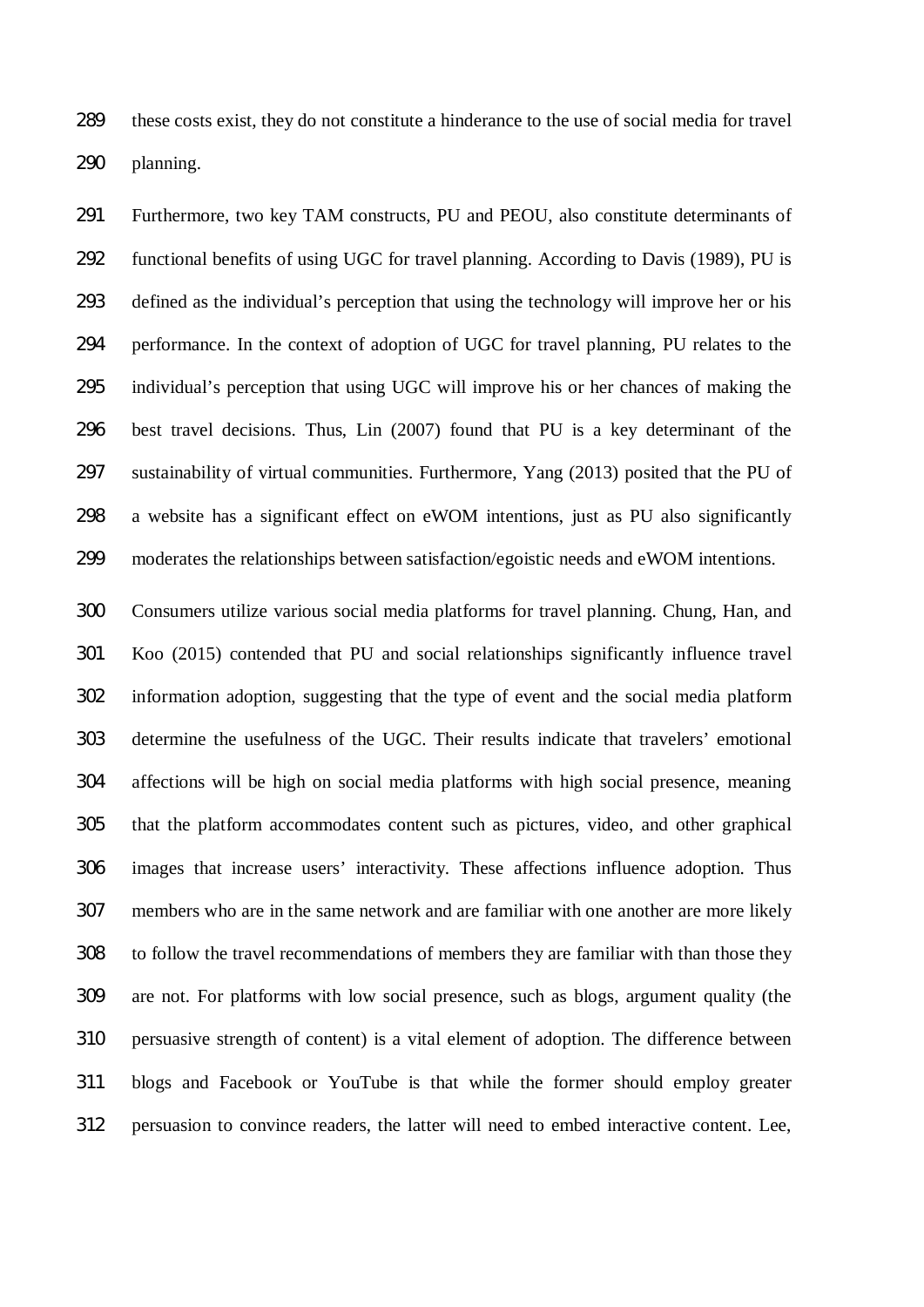these costs exist, they do not constitute a hinderance to the use of social media for travel planning.

Furthermore, two key TAM constructs, PU and PEOU, also constitute determinants of functional benefits of using UGC for travel planning. According to Davis (1989), PU is defined as the individual's perception that using the technology will improve her or his performance. In the context of adoption of UGC for travel planning, PU relates to the individual's perception that using UGC will improve his or her chances of making the best travel decisions. Thus, Lin (2007) found that PU is a key determinant of the sustainability of virtual communities. Furthermore, Yang (2013) posited that the PU of a website has a significant effect on eWOM intentions, just as PU also significantly moderates the relationships between satisfaction/egoistic needs and eWOM intentions.

Consumers utilize various social media platforms for travel planning. Chung, Han, and Koo (2015) contended that PU and social relationships significantly influence travel information adoption, suggesting that the type of event and the social media platform determine the usefulness of the UGC. Their results indicate that travelers' emotional affections will be high on social media platforms with high social presence, meaning that the platform accommodates content such as pictures, video, and other graphical images that increase users' interactivity. These affections influence adoption. Thus members who are in the same network and are familiar with one another are more likely to follow the travel recommendations of members they are familiar with than those they are not. For platforms with low social presence, such as blogs, argument quality (the persuasive strength of content) is a vital element of adoption. The difference between blogs and Facebook or YouTube is that while the former should employ greater persuasion to convince readers, the latter will need to embed interactive content. Lee,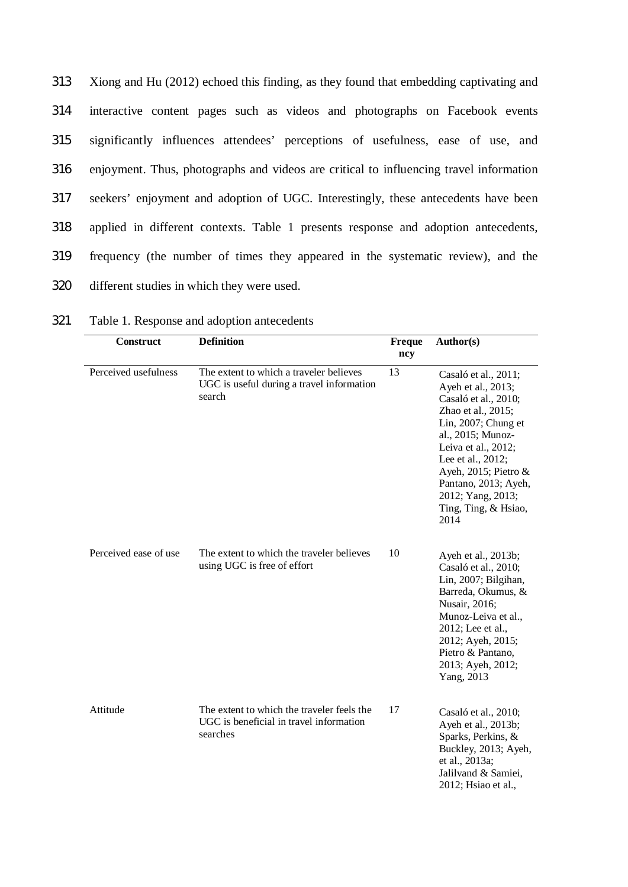Xiong and Hu (2012) echoed this finding, as they found that embedding captivating and interactive content pages such as videos and photographs on Facebook events significantly influences attendees' perceptions of usefulness, ease of use, and enjoyment. Thus, photographs and videos are critical to influencing travel information seekers' enjoyment and adoption of UGC. Interestingly, these antecedents have been applied in different contexts. Table 1 presents response and adoption antecedents, frequency (the number of times they appeared in the systematic review), and the different studies in which they were used.

Table 1. Response and adoption antecedents

| Construct | Definition | Frequency | Author(s) |
|---|---|---|---|
| Perceived usefulness | The extent to which a traveler believes UGC is useful during a travel information search | 13 | Casaló et al., 2011; Ayeh et al., 2013; Casaló et al., 2010; Zhao et al., 2015; Lin, 2007; Chung et al., 2015; Munoz-Leiva et al., 2012; Lee et al., 2012; Ayeh, 2015; Pietro & Pantano, 2013; Ayeh, 2012; Yang, 2013; Ting, Ting, & Hsiao, 2014 |
| Perceived ease of use | The extent to which the traveler believes using UGC is free of effort | 10 | Ayeh et al., 2013b; Casaló et al., 2010; Lin, 2007; Bilgihan, Barreda, Okumus, & Nusair, 2016; Munoz-Leiva et al., 2012; Lee et al., 2012; Ayeh, 2015; Pietro & Pantano, 2013; Ayeh, 2012; Yang, 2013 |
| Attitude | The extent to which the traveler feels the UGC is beneficial in travel information searches | 17 | Casaló et al., 2010; Ayeh et al., 2013b; Sparks, Perkins, & Buckley, 2013; Ayeh, et al., 2013a; Jalilvand & Samiei, 2012; Hsiao et al., |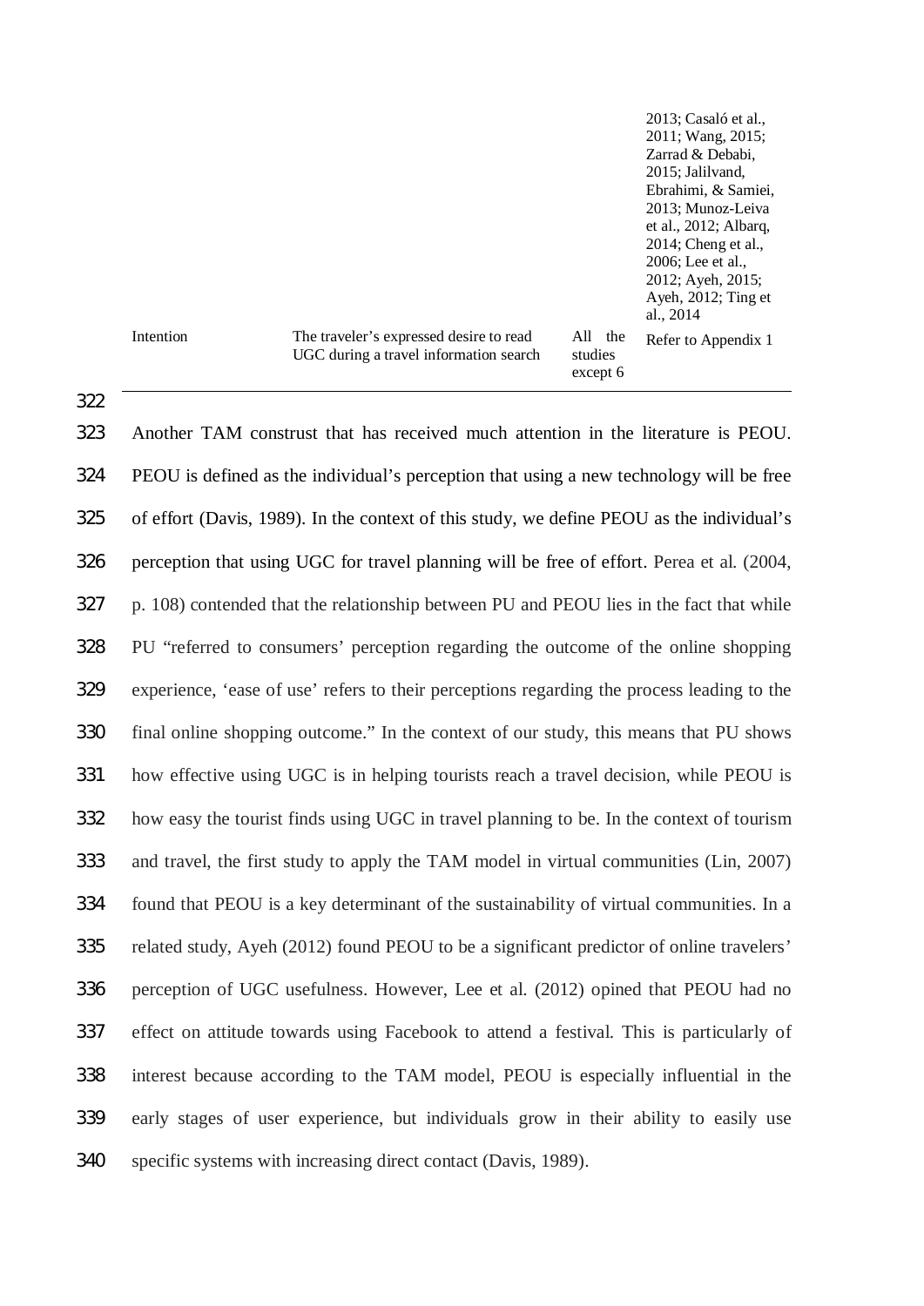| | | | 2013; Casaló et al., 2011; Wang, 2015; Zarrad & Debabi, 2015; Jalilvand, Ebrahimi, & Samiei, 2013; Munoz-Leiva et al., 2012; Albarq, 2014; Cheng et al., 2006; Lee et al., 2012; Ayeh, 2015; Ayeh, 2012; Ting et al., 2014 |
|---|---|---|---|
| Intention | The traveler's expressed desire to read UGC during a travel information search | All the studies except 6 | Refer to Appendix 1 |

Another TAM construst that has received much attention in the literature is PEOU. PEOU is defined as the individual's perception that using a new technology will be free of effort (Davis, 1989). In the context of this study, we define PEOU as the individual's perception that using UGC for travel planning will be free of effort. Perea et al. (2004, p. 108) contended that the relationship between PU and PEOU lies in the fact that while PU "referred to consumers' perception regarding the outcome of the online shopping experience, 'ease of use' refers to their perceptions regarding the process leading to the final online shopping outcome." In the context of our study, this means that PU shows how effective using UGC is in helping tourists reach a travel decision, while PEOU is how easy the tourist finds using UGC in travel planning to be. In the context of tourism and travel, the first study to apply the TAM model in virtual communities (Lin, 2007) found that PEOU is a key determinant of the sustainability of virtual communities. In a related study, Ayeh (2012) found PEOU to be a significant predictor of online travelers' perception of UGC usefulness. However, Lee et al. (2012) opined that PEOU had no effect on attitude towards using Facebook to attend a festival. This is particularly of interest because according to the TAM model, PEOU is especially influential in the early stages of user experience, but individuals grow in their ability to easily use specific systems with increasing direct contact (Davis, 1989).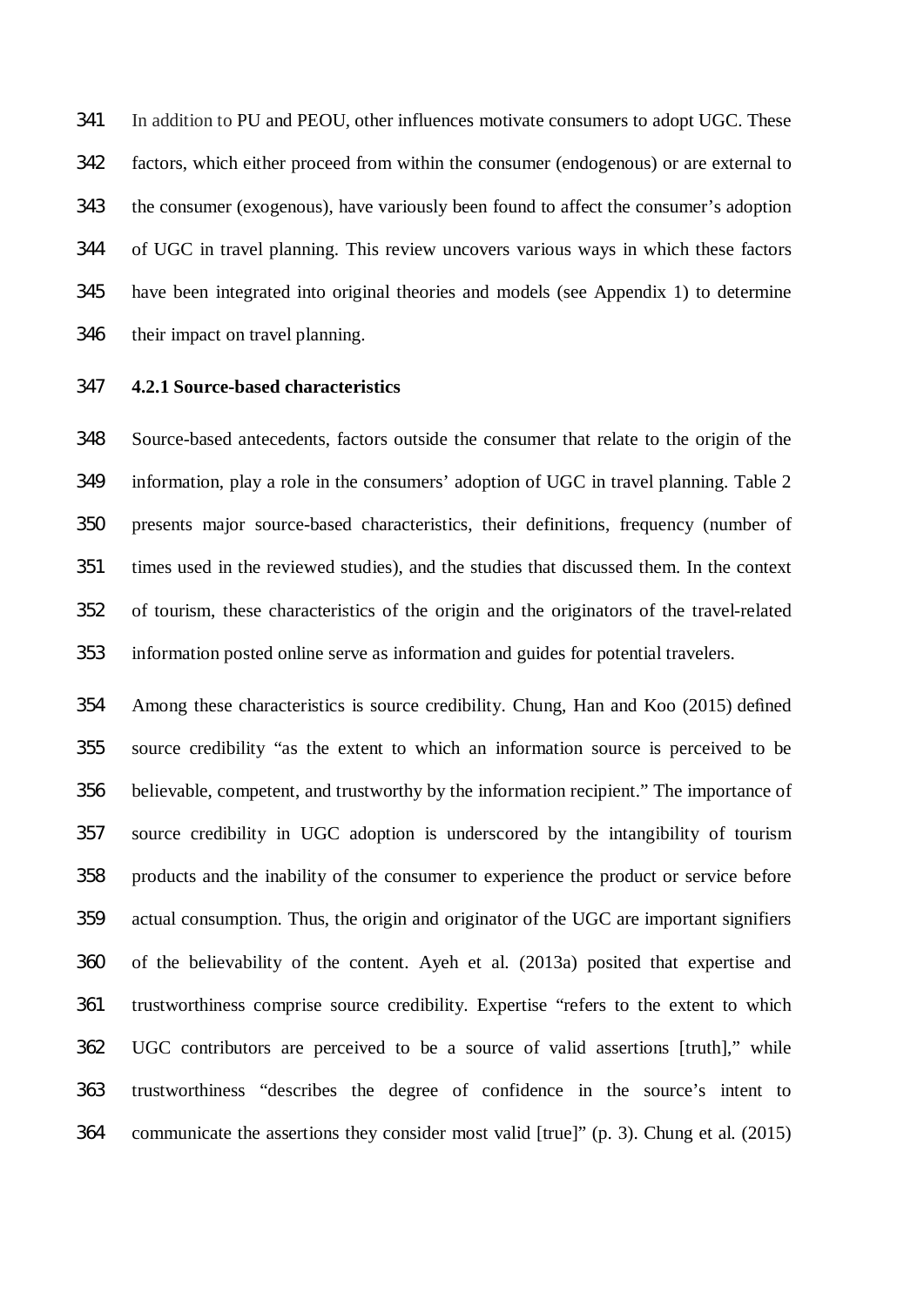In addition to PU and PEOU, other influences motivate consumers to adopt UGC. These factors, which either proceed from within the consumer (endogenous) or are external to the consumer (exogenous), have variously been found to affect the consumer's adoption of UGC in travel planning. This review uncovers various ways in which these factors have been integrated into original theories and models (see Appendix 1) to determine their impact on travel planning.

### 4.2.1 Source-based characteristics

Source-based antecedents, factors outside the consumer that relate to the origin of the information, play a role in the consumers' adoption of UGC in travel planning. Table 2 presents major source-based characteristics, their definitions, frequency (number of times used in the reviewed studies), and the studies that discussed them. In the context of tourism, these characteristics of the origin and the originators of the travel-related information posted online serve as information and guides for potential travelers.

Among these characteristics is source credibility. Chung, Han and Koo (2015) defined source credibility "as the extent to which an information source is perceived to be believable, competent, and trustworthy by the information recipient." The importance of source credibility in UGC adoption is underscored by the intangibility of tourism products and the inability of the consumer to experience the product or service before actual consumption. Thus, the origin and originator of the UGC are important signifiers of the believability of the content. Ayeh et al. (2013a) posited that expertise and trustworthiness comprise source credibility. Expertise "refers to the extent to which UGC contributors are perceived to be a source of valid assertions [truth]," while trustworthiness "describes the degree of confidence in the source's intent to communicate the assertions they consider most valid [true]" (p. 3). Chung et al. (2015)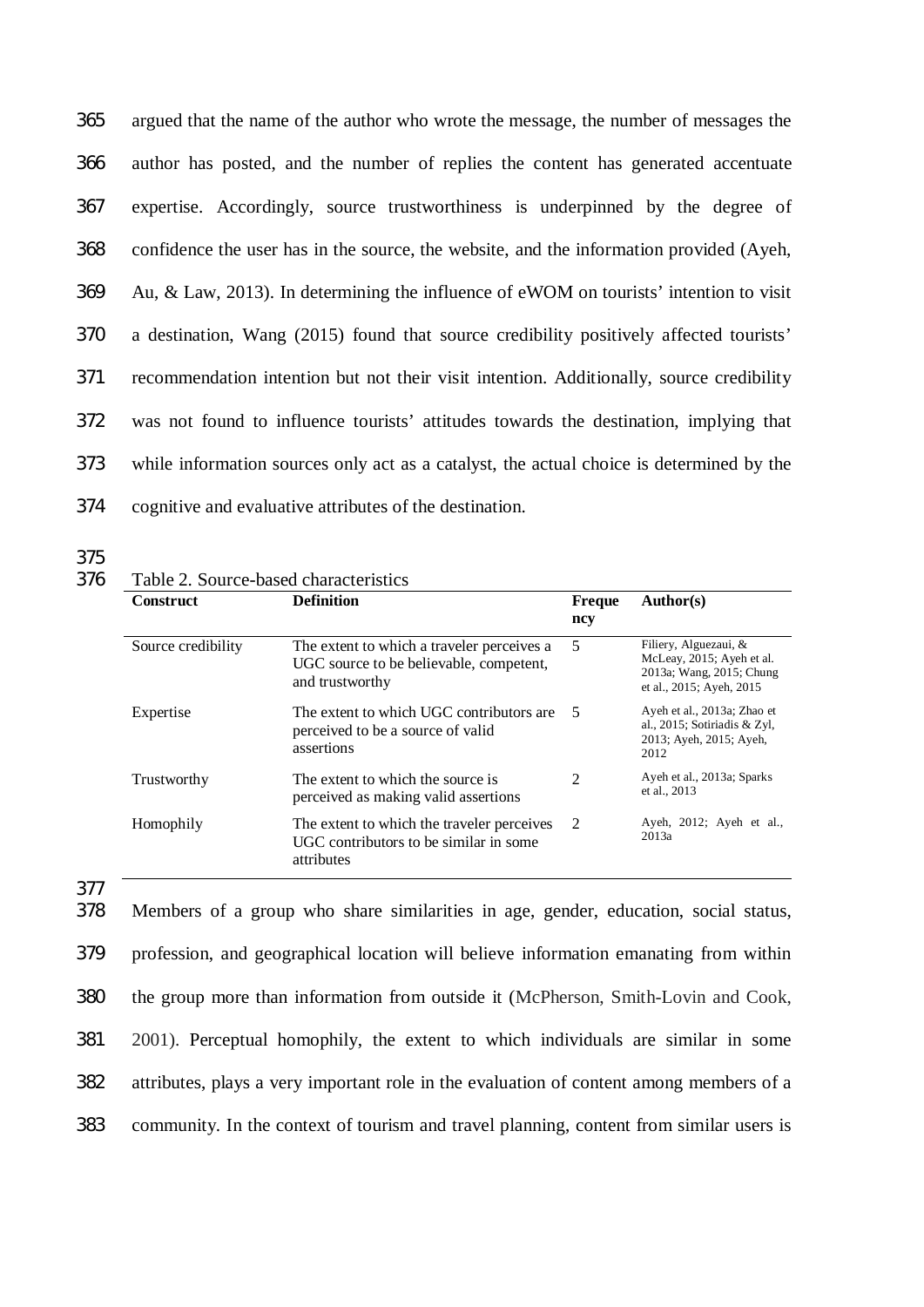argued that the name of the author who wrote the message, the number of messages the author has posted, and the number of replies the content has generated accentuate expertise. Accordingly, source trustworthiness is underpinned by the degree of confidence the user has in the source, the website, and the information provided (Ayeh, Au, & Law, 2013). In determining the influence of eWOM on tourists' intention to visit a destination, Wang (2015) found that source credibility positively affected tourists' recommendation intention but not their visit intention. Additionally, source credibility was not found to influence tourists' attitudes towards the destination, implying that while information sources only act as a catalyst, the actual choice is determined by the cognitive and evaluative attributes of the destination.

Table 2. Source-based characteristics

| Construct | Definition | Frequency | Author(s) |
|---|---|---|---|
| Source credibility | The extent to which a traveler perceives a UGC source to be believable, competent, and trustworthy | 5 | Filiery, Alguezaui, & McLeay, 2015; Ayeh et al. 2013a; Wang, 2015; Chung et al., 2015; Ayeh, 2015 |
| Expertise | The extent to which UGC contributors are perceived to be a source of valid assertions | 5 | Ayeh et al., 2013a; Zhao et al., 2015; Sotiriadis & Zyl, 2013; Ayeh, 2015; Ayeh, 2012 |
| Trustworthy | The extent to which the source is perceived as making valid assertions | 2 | Ayeh et al., 2013a; Sparks et al., 2013 |
| Homophily | The extent to which the traveler perceives UGC contributors to be similar in some attributes | 2 | Ayeh, 2012; Ayeh et al., 2013a |

Members of a group who share similarities in age, gender, education, social status, profession, and geographical location will believe information emanating from within the group more than information from outside it (McPherson, Smith-Lovin and Cook, 2001). Perceptual homophily, the extent to which individuals are similar in some attributes, plays a very important role in the evaluation of content among members of a community. In the context of tourism and travel planning, content from similar users is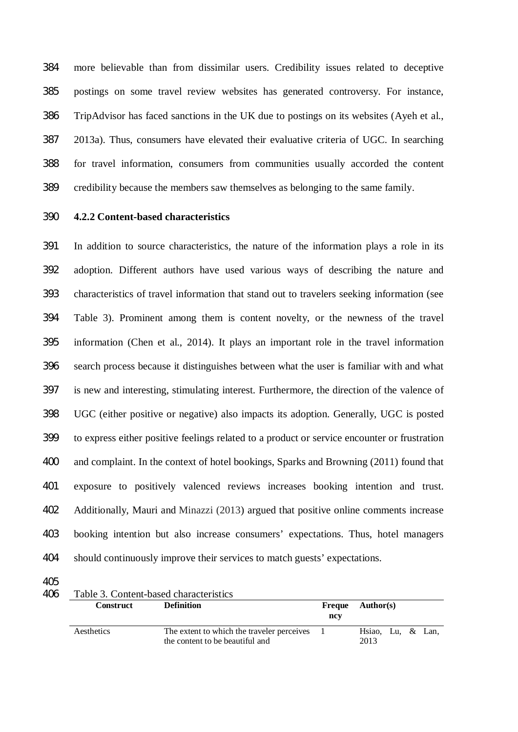more believable than from dissimilar users. Credibility issues related to deceptive postings on some travel review websites has generated controversy. For instance, TripAdvisor has faced sanctions in the UK due to postings on its websites (Ayeh et al., 2013a). Thus, consumers have elevated their evaluative criteria of UGC. In searching for travel information, consumers from communities usually accorded the content credibility because the members saw themselves as belonging to the same family.

### 4.2.2 Content-based characteristics

In addition to source characteristics, the nature of the information plays a role in its adoption. Different authors have used various ways of describing the nature and characteristics of travel information that stand out to travelers seeking information (see Table 3). Prominent among them is content novelty, or the newness of the travel information (Chen et al., 2014). It plays an important role in the travel information search process because it distinguishes between what the user is familiar with and what is new and interesting, stimulating interest. Furthermore, the direction of the valence of UGC (either positive or negative) also impacts its adoption. Generally, UGC is posted to express either positive feelings related to a product or service encounter or frustration and complaint. In the context of hotel bookings, Sparks and Browning (2011) found that exposure to positively valenced reviews increases booking intention and trust. Additionally, Mauri and Minazzi (2013) argued that positive online comments increase booking intention but also increase consumers' expectations. Thus, hotel managers should continuously improve their services to match guests' expectations.

Table 3. Content-based characteristics

| Construct | Definition | Frequency | Author(s) |
|---|---|---|---|
| Aesthetics | The extent to which the traveler perceives the content to be beautiful and | 1 | Hsiao, Lu, & Lan, 2013 |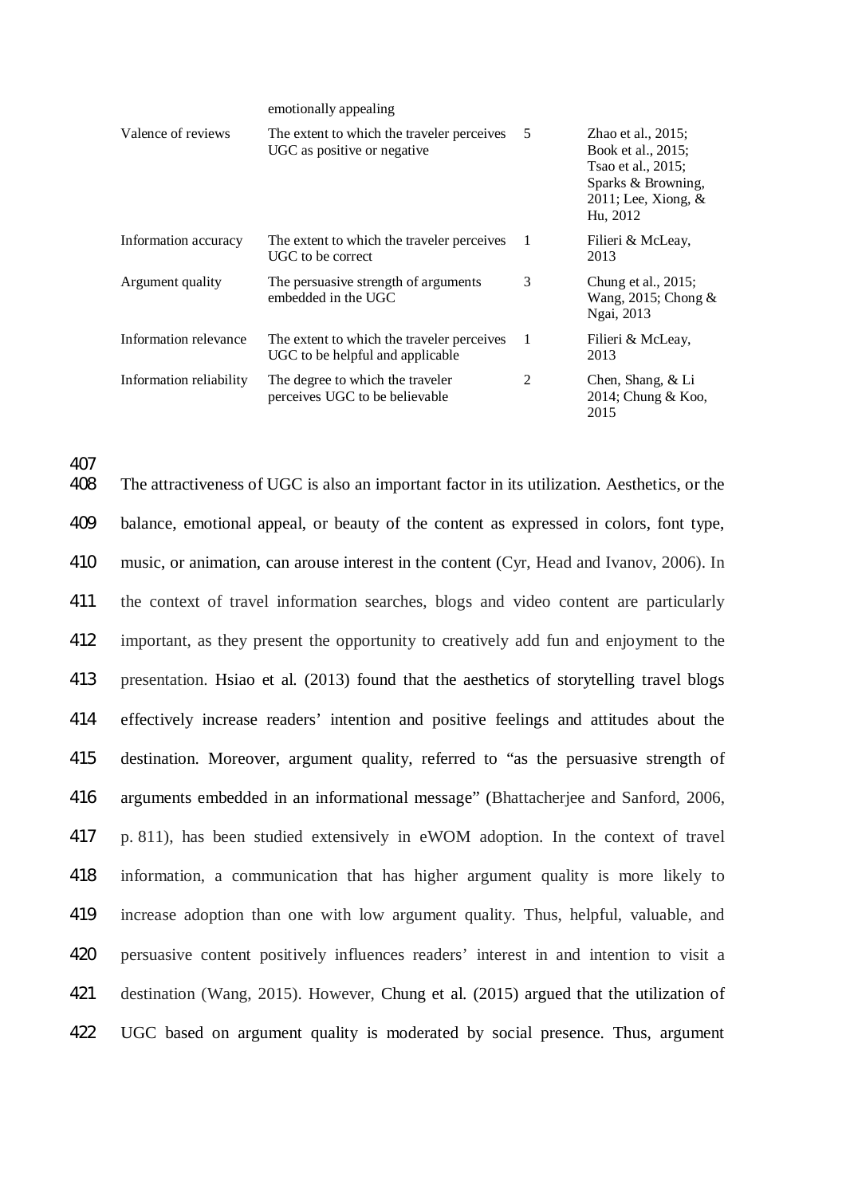| | emotionally appealing | | |
|---|---|---|---|
| Valence of reviews | The extent to which the traveler perceives UGC as positive or negative | 5 | Zhao et al., 2015; Book et al., 2015; Tsao et al., 2015; Sparks & Browning, 2011; Lee, Xiong, & Hu, 2012 |
| Information accuracy | The extent to which the traveler perceives UGC to be correct | 1 | Filieri & McLeay, 2013 |
| Argument quality | The persuasive strength of arguments embedded in the UGC | 3 | Chung et al., 2015; Wang, 2015; Chong & Ngai, 2013 |
| Information relevance | The extent to which the traveler perceives UGC to be helpful and applicable | 1 | Filieri & McLeay, 2013 |
| Information reliability | The degree to which the traveler perceives UGC to be believable | 2 | Chen, Shang, & Li 2014; Chung & Koo, 2015 |

The attractiveness of UGC is also an important factor in its utilization. Aesthetics, or the balance, emotional appeal, or beauty of the content as expressed in colors, font type, music, or animation, can arouse interest in the content (Cyr, Head and Ivanov, 2006). In the context of travel information searches, blogs and video content are particularly important, as they present the opportunity to creatively add fun and enjoyment to the presentation. Hsiao et al. (2013) found that the aesthetics of storytelling travel blogs effectively increase readers' intention and positive feelings and attitudes about the destination. Moreover, argument quality, referred to "as the persuasive strength of arguments embedded in an informational message" (Bhattacherjee and Sanford, 2006, p. 811), has been studied extensively in eWOM adoption. In the context of travel information, a communication that has higher argument quality is more likely to increase adoption than one with low argument quality. Thus, helpful, valuable, and persuasive content positively influences readers' interest in and intention to visit a destination (Wang, 2015). However, Chung et al. (2015) argued that the utilization of UGC based on argument quality is moderated by social presence. Thus, argument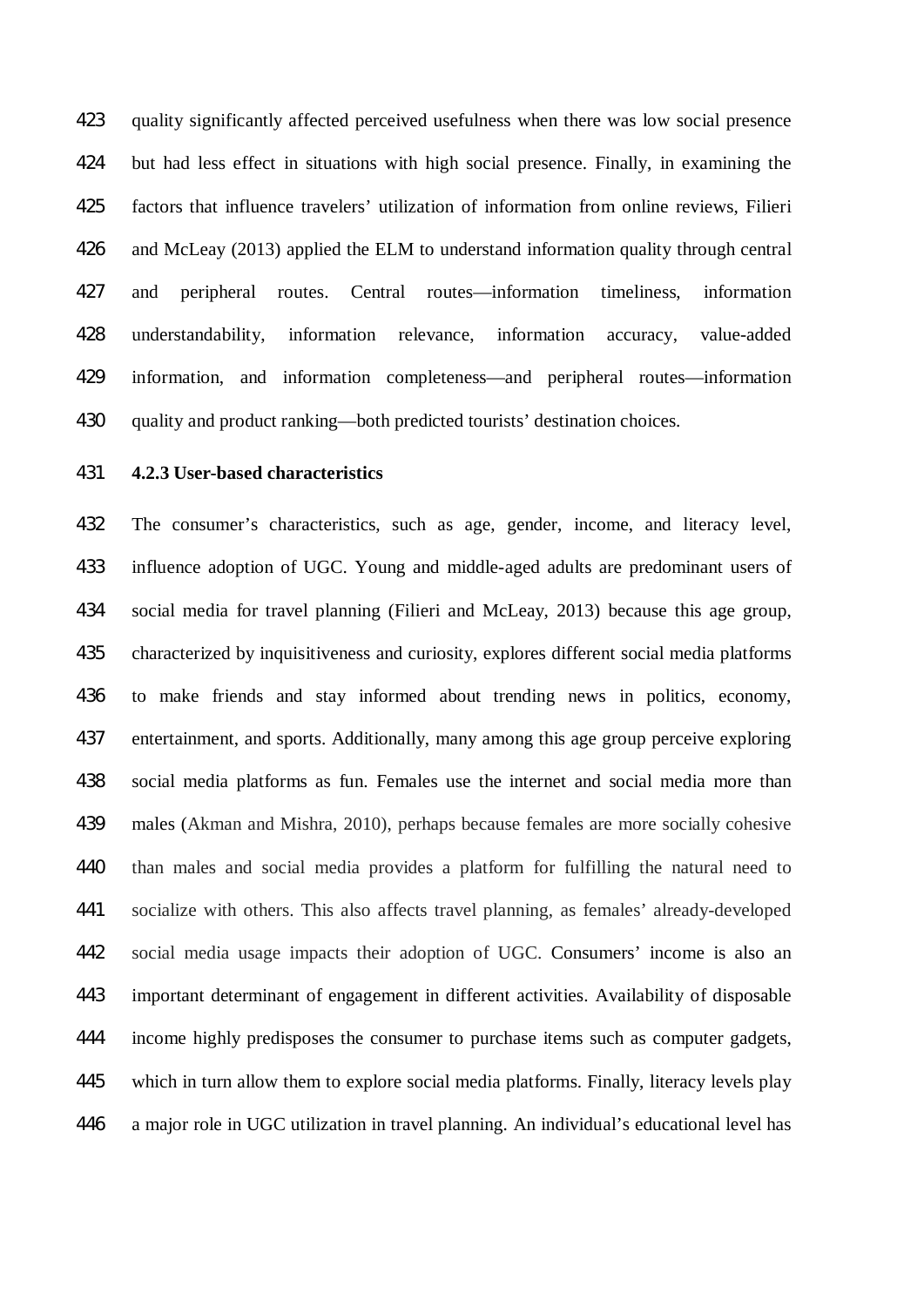quality significantly affected perceived usefulness when there was low social presence but had less effect in situations with high social presence. Finally, in examining the factors that influence travelers' utilization of information from online reviews, Filieri and McLeay (2013) applied the ELM to understand information quality through central and peripheral routes. Central routes—information timeliness, information understandability, information relevance, information accuracy, value-added information, and information completeness—and peripheral routes—information quality and product ranking—both predicted tourists' destination choices.

#### 4.2.3 User-based characteristics

The consumer's characteristics, such as age, gender, income, and literacy level, influence adoption of UGC. Young and middle-aged adults are predominant users of social media for travel planning (Filieri and McLeay, 2013) because this age group, characterized by inquisitiveness and curiosity, explores different social media platforms to make friends and stay informed about trending news in politics, economy, entertainment, and sports. Additionally, many among this age group perceive exploring social media platforms as fun. Females use the internet and social media more than males (Akman and Mishra, 2010), perhaps because females are more socially cohesive than males and social media provides a platform for fulfilling the natural need to socialize with others. This also affects travel planning, as females' already-developed social media usage impacts their adoption of UGC. Consumers' income is also an important determinant of engagement in different activities. Availability of disposable income highly predisposes the consumer to purchase items such as computer gadgets, which in turn allow them to explore social media platforms. Finally, literacy levels play a major role in UGC utilization in travel planning. An individual's educational level has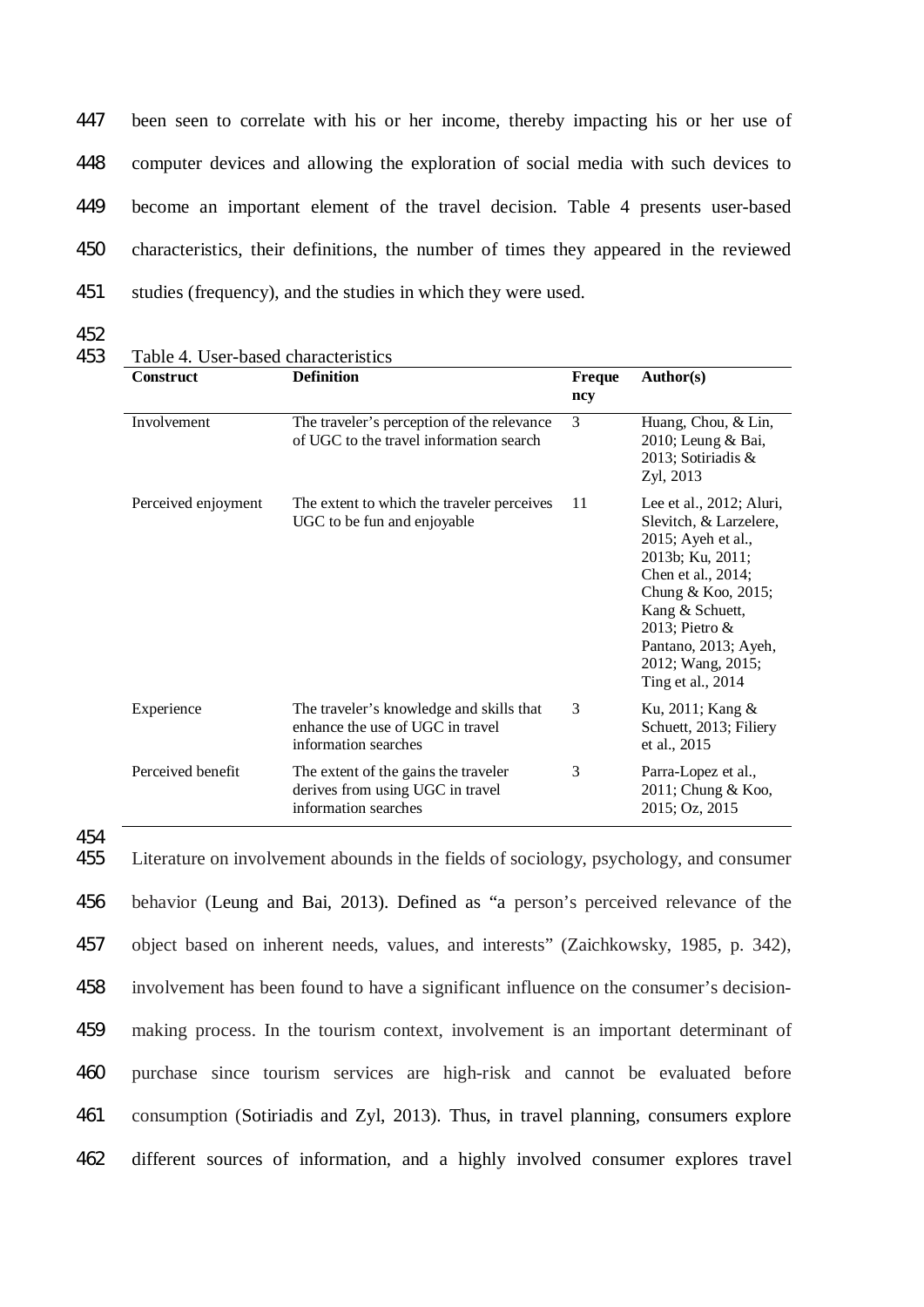been seen to correlate with his or her income, thereby impacting his or her use of computer devices and allowing the exploration of social media with such devices to become an important element of the travel decision. Table 4 presents user-based characteristics, their definitions, the number of times they appeared in the reviewed studies (frequency), and the studies in which they were used.

Table 4. User-based characteristics

| Construct | Definition | Frequency | Author(s) |
|---|---|---|---|
| Involvement | The traveler's perception of the relevance of UGC to the travel information search | 3 | Huang, Chou, & Lin, 2010; Leung & Bai, 2013; Sotiriadis & Zyl, 2013 |
| Perceived enjoyment | The extent to which the traveler perceives UGC to be fun and enjoyable | 11 | Lee et al., 2012; Aluri, Slevitch, & Larzelere, 2015; Ayeh et al., 2013b; Ku, 2011; Chen et al., 2014; Chung & Koo, 2015; Kang & Schuett, 2013; Pietro & Pantano, 2013; Ayeh, 2012; Wang, 2015; Ting et al., 2014 |
| Experience | The traveler's knowledge and skills that enhance the use of UGC in travel information searches | 3 | Ku, 2011; Kang & Schuett, 2013; Filiery et al., 2015 |
| Perceived benefit | The extent of the gains the traveler derives from using UGC in travel information searches | 3 | Parra-Lopez et al., 2011; Chung & Koo, 2015; Oz, 2015 |

Literature on involvement abounds in the fields of sociology, psychology, and consumer behavior (Leung and Bai, 2013). Defined as "a person's perceived relevance of the object based on inherent needs, values, and interests" (Zaichkowsky, 1985, p. 342), involvement has been found to have a significant influence on the consumer's decision-making process. In the tourism context, involvement is an important determinant of purchase since tourism services are high-risk and cannot be evaluated before consumption (Sotiriadis and Zyl, 2013). Thus, in travel planning, consumers explore different sources of information, and a highly involved consumer explores travel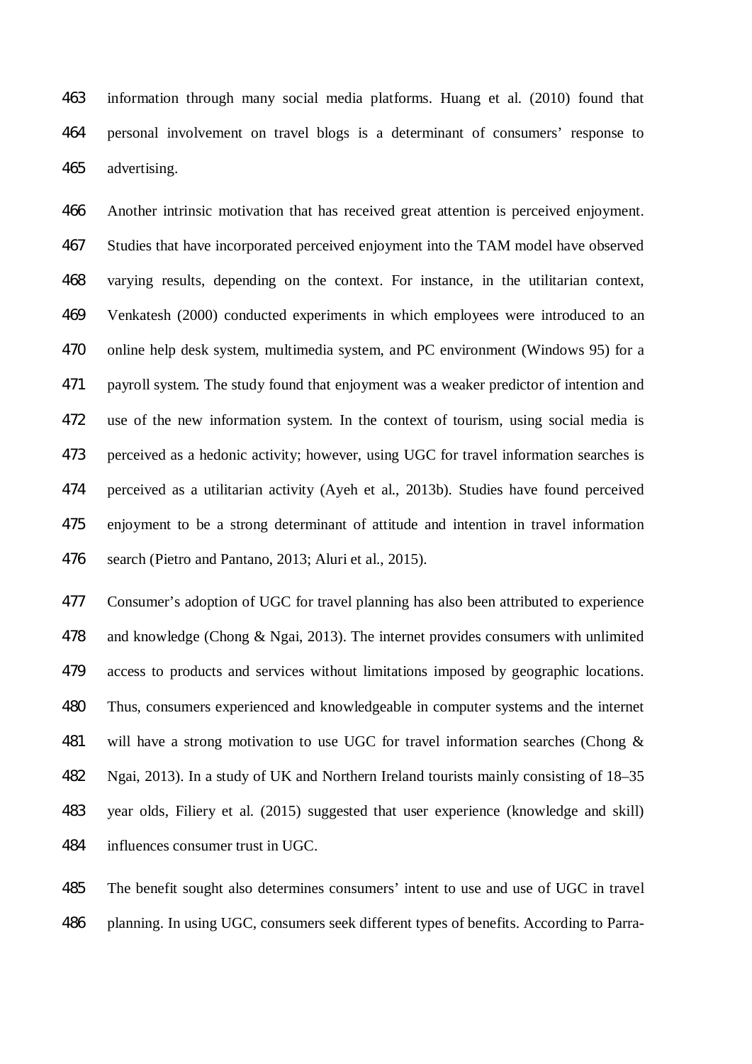information through many social media platforms. Huang et al. (2010) found that personal involvement on travel blogs is a determinant of consumers' response to advertising.

Another intrinsic motivation that has received great attention is perceived enjoyment. Studies that have incorporated perceived enjoyment into the TAM model have observed varying results, depending on the context. For instance, in the utilitarian context, Venkatesh (2000) conducted experiments in which employees were introduced to an online help desk system, multimedia system, and PC environment (Windows 95) for a payroll system. The study found that enjoyment was a weaker predictor of intention and use of the new information system. In the context of tourism, using social media is perceived as a hedonic activity; however, using UGC for travel information searches is perceived as a utilitarian activity (Ayeh et al., 2013b). Studies have found perceived enjoyment to be a strong determinant of attitude and intention in travel information search (Pietro and Pantano, 2013; Aluri et al., 2015).

Consumer's adoption of UGC for travel planning has also been attributed to experience and knowledge (Chong & Ngai, 2013). The internet provides consumers with unlimited access to products and services without limitations imposed by geographic locations. Thus, consumers experienced and knowledgeable in computer systems and the internet will have a strong motivation to use UGC for travel information searches (Chong & Ngai, 2013). In a study of UK and Northern Ireland tourists mainly consisting of 18–35 year olds, Filiery et al. (2015) suggested that user experience (knowledge and skill) influences consumer trust in UGC.

The benefit sought also determines consumers' intent to use and use of UGC in travel planning. In using UGC, consumers seek different types of benefits. According to Parra-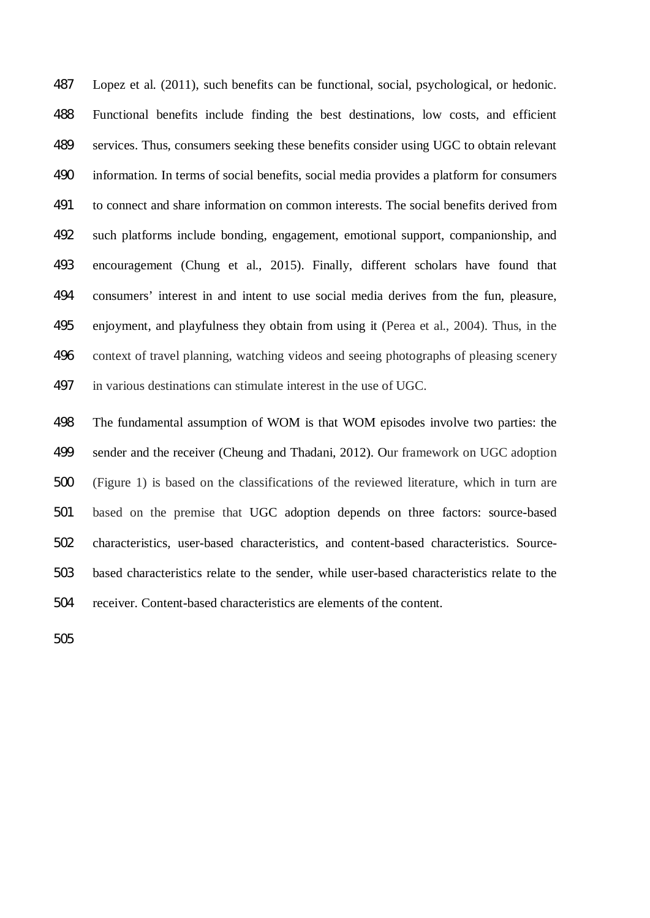Lopez et al. (2011), such benefits can be functional, social, psychological, or hedonic. Functional benefits include finding the best destinations, low costs, and efficient services. Thus, consumers seeking these benefits consider using UGC to obtain relevant information. In terms of social benefits, social media provides a platform for consumers to connect and share information on common interests. The social benefits derived from such platforms include bonding, engagement, emotional support, companionship, and encouragement (Chung et al., 2015). Finally, different scholars have found that consumers' interest in and intent to use social media derives from the fun, pleasure, enjoyment, and playfulness they obtain from using it (Perea et al., 2004). Thus, in the context of travel planning, watching videos and seeing photographs of pleasing scenery in various destinations can stimulate interest in the use of UGC.

The fundamental assumption of WOM is that WOM episodes involve two parties: the sender and the receiver (Cheung and Thadani, 2012). Our framework on UGC adoption (Figure 1) is based on the classifications of the reviewed literature, which in turn are based on the premise that UGC adoption depends on three factors: source-based characteristics, user-based characteristics, and content-based characteristics. Source-based characteristics relate to the sender, while user-based characteristics relate to the receiver. Content-based characteristics are elements of the content.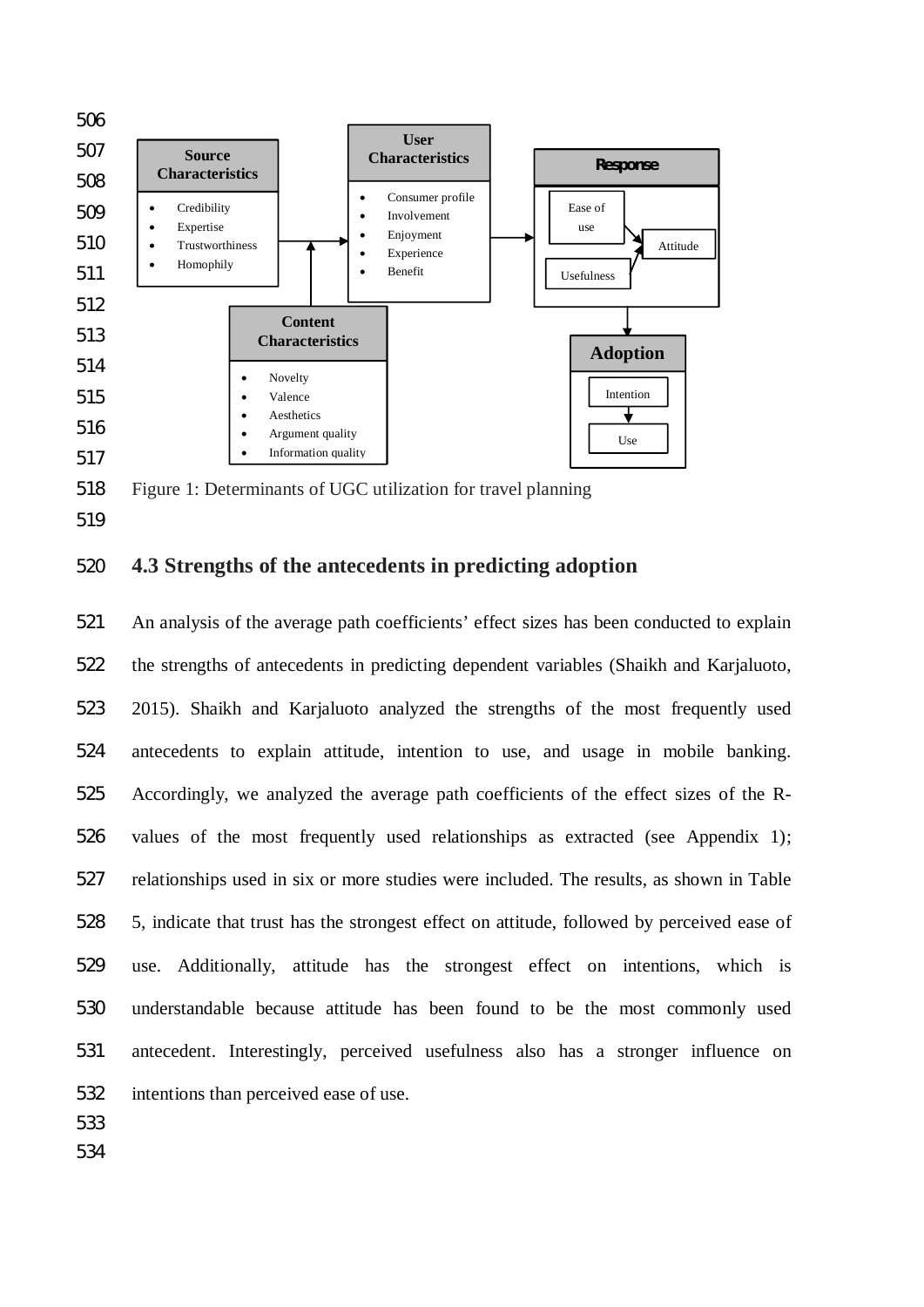Figure 1: Determinants of UGC utilization for travel planning

## 4.3 Strengths of the antecedents in predicting adoption

An analysis of the average path coefficients' effect sizes has been conducted to explain the strengths of antecedents in predicting dependent variables (Shaikh and Karjaluoto, 2015). Shaikh and Karjaluoto analyzed the strengths of the most frequently used antecedents to explain attitude, intention to use, and usage in mobile banking. Accordingly, we analyzed the average path coefficients of the effect sizes of the R-values of the most frequently used relationships as extracted (see Appendix 1); relationships used in six or more studies were included. The results, as shown in Table 5, indicate that trust has the strongest effect on attitude, followed by perceived ease of use. Additionally, attitude has the strongest effect on intentions, which is understandable because attitude has been found to be the most commonly used antecedent. Interestingly, perceived usefulness also has a stronger influence on intentions than perceived ease of use.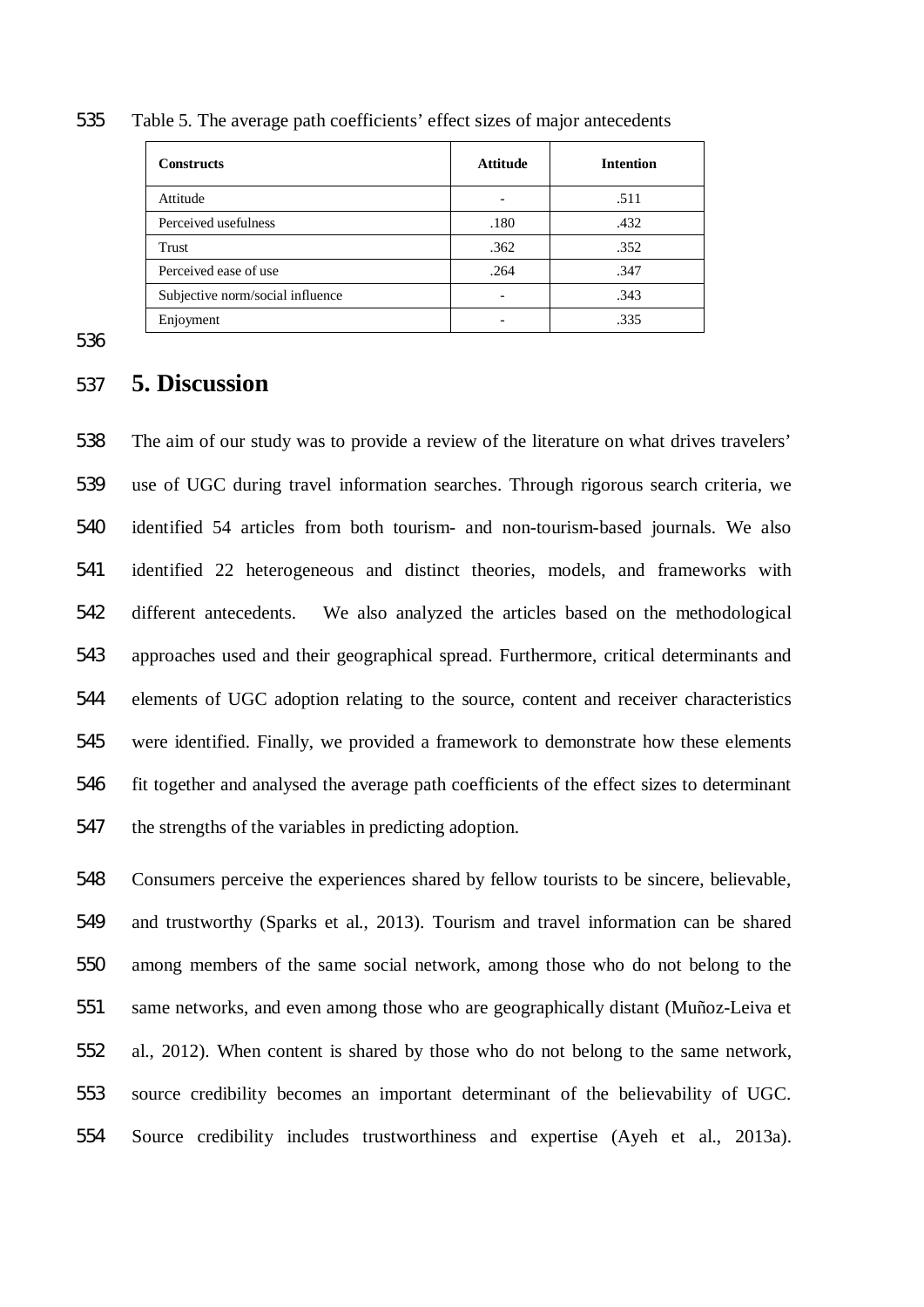Table 5. The average path coefficients' effect sizes of major antecedents

| Constructs | Attitude | Intention |
|---|---|---|
| Attitude | - | .511 |
| Perceived usefulness | .180 | .432 |
| Trust | .362 | .352 |
| Perceived ease of use | .264 | .347 |
| Subjective norm/social influence | - | .343 |
| Enjoyment | - | .335 |

# 5. Discussion

The aim of our study was to provide a review of the literature on what drives travelers' use of UGC during travel information searches. Through rigorous search criteria, we identified 54 articles from both tourism- and non-tourism-based journals. We also identified 22 heterogeneous and distinct theories, models, and frameworks with different antecedents. We also analyzed the articles based on the methodological approaches used and their geographical spread. Furthermore, critical determinants and elements of UGC adoption relating to the source, content and receiver characteristics were identified. Finally, we provided a framework to demonstrate how these elements fit together and analysed the average path coefficients of the effect sizes to determinant the strengths of the variables in predicting adoption.

Consumers perceive the experiences shared by fellow tourists to be sincere, believable, and trustworthy (Sparks et al., 2013). Tourism and travel information can be shared among members of the same social network, among those who do not belong to the same networks, and even among those who are geographically distant (Muñoz-Leiva et al., 2012). When content is shared by those who do not belong to the same network, source credibility becomes an important determinant of the believability of UGC. Source credibility includes trustworthiness and expertise (Ayeh et al., 2013a).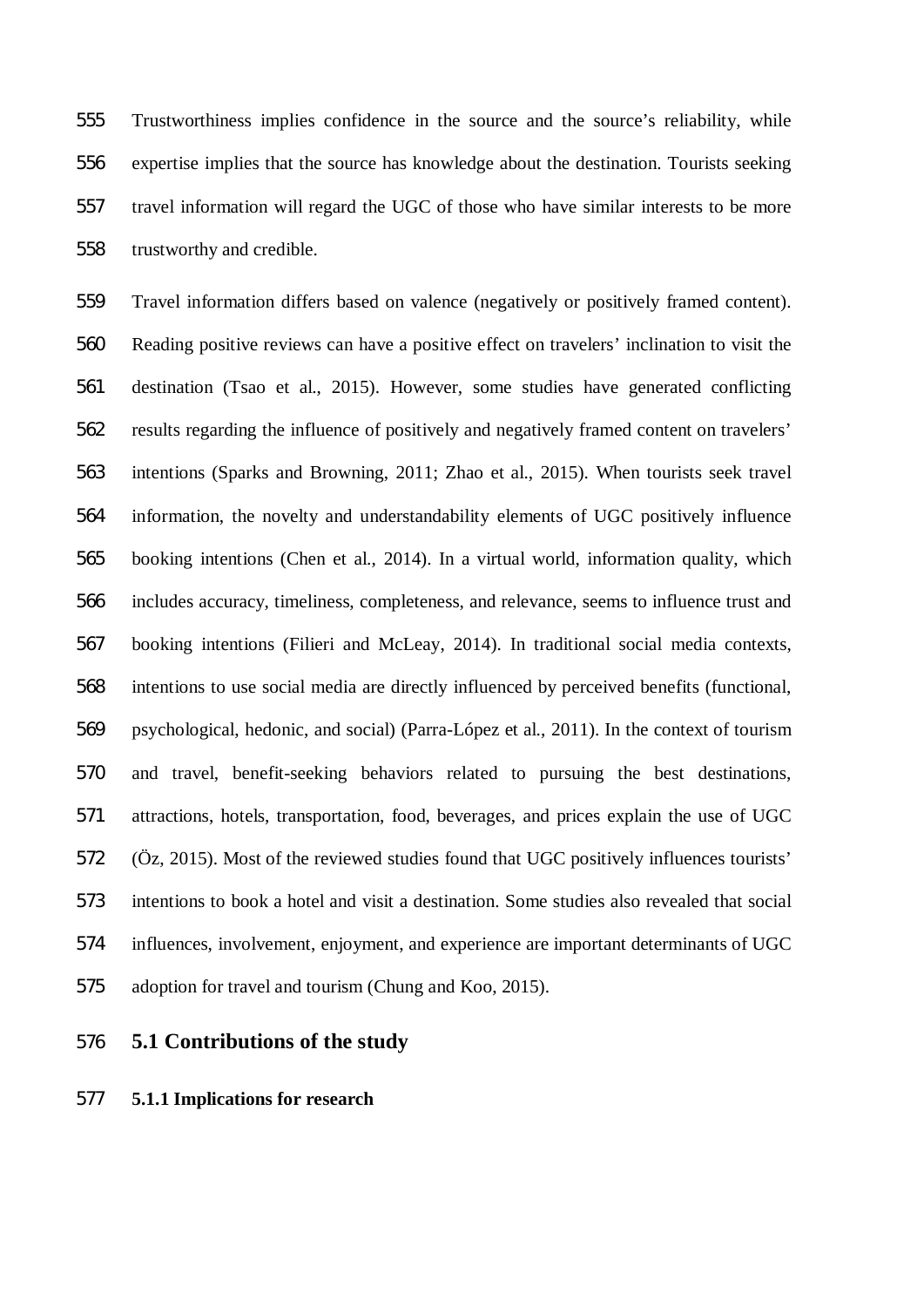Trustworthiness implies confidence in the source and the source's reliability, while expertise implies that the source has knowledge about the destination. Tourists seeking travel information will regard the UGC of those who have similar interests to be more trustworthy and credible.

Travel information differs based on valence (negatively or positively framed content). Reading positive reviews can have a positive effect on travelers' inclination to visit the destination (Tsao et al., 2015). However, some studies have generated conflicting results regarding the influence of positively and negatively framed content on travelers' intentions (Sparks and Browning, 2011; Zhao et al., 2015). When tourists seek travel information, the novelty and understandability elements of UGC positively influence booking intentions (Chen et al., 2014). In a virtual world, information quality, which includes accuracy, timeliness, completeness, and relevance, seems to influence trust and booking intentions (Filieri and McLeay, 2014). In traditional social media contexts, intentions to use social media are directly influenced by perceived benefits (functional, psychological, hedonic, and social) (Parra-López et al., 2011). In the context of tourism and travel, benefit-seeking behaviors related to pursuing the best destinations, attractions, hotels, transportation, food, beverages, and prices explain the use of UGC (Öz, 2015). Most of the reviewed studies found that UGC positively influences tourists' intentions to book a hotel and visit a destination. Some studies also revealed that social influences, involvement, enjoyment, and experience are important determinants of UGC adoption for travel and tourism (Chung and Koo, 2015).

## 5.1 Contributions of the study

### 5.1.1 Implications for research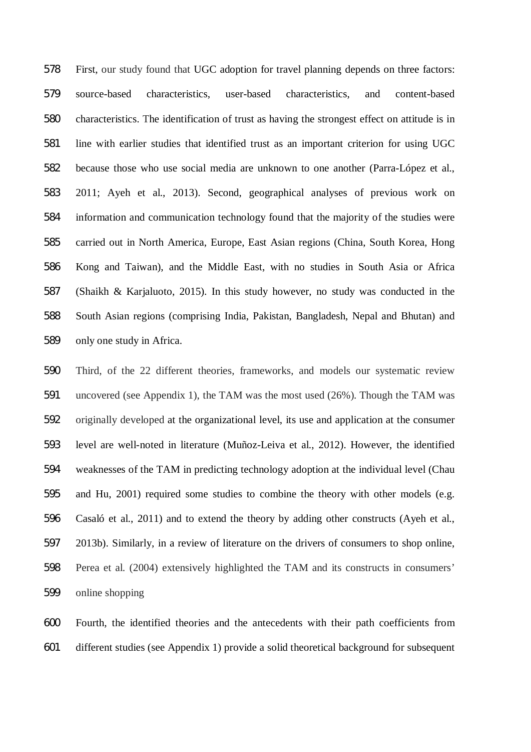First, our study found that UGC adoption for travel planning depends on three factors: source-based characteristics, user-based characteristics, and content-based characteristics. The identification of trust as having the strongest effect on attitude is in line with earlier studies that identified trust as an important criterion for using UGC because those who use social media are unknown to one another (Parra-López et al., 2011; Ayeh et al., 2013). Second, geographical analyses of previous work on information and communication technology found that the majority of the studies were carried out in North America, Europe, East Asian regions (China, South Korea, Hong Kong and Taiwan), and the Middle East, with no studies in South Asia or Africa (Shaikh & Karjaluoto, 2015). In this study however, no study was conducted in the South Asian regions (comprising India, Pakistan, Bangladesh, Nepal and Bhutan) and only one study in Africa.

Third, of the 22 different theories, frameworks, and models our systematic review uncovered (see Appendix 1), the TAM was the most used (26%). Though the TAM was originally developed at the organizational level, its use and application at the consumer level are well-noted in literature (Muñoz-Leiva et al., 2012). However, the identified weaknesses of the TAM in predicting technology adoption at the individual level (Chau and Hu, 2001) required some studies to combine the theory with other models (e.g. Casaló et al., 2011) and to extend the theory by adding other constructs (Ayeh et al., 2013b). Similarly, in a review of literature on the drivers of consumers to shop online, Perea et al. (2004) extensively highlighted the TAM and its constructs in consumers' online shopping

Fourth, the identified theories and the antecedents with their path coefficients from different studies (see Appendix 1) provide a solid theoretical background for subsequent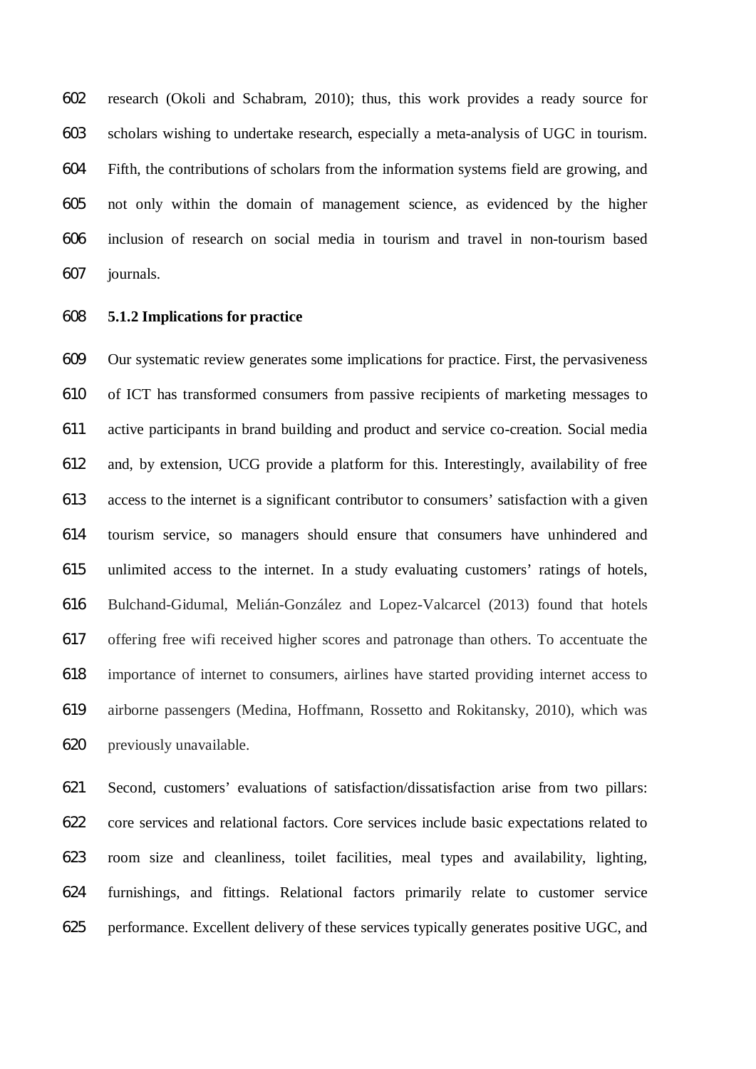research (Okoli and Schabram, 2010); thus, this work provides a ready source for scholars wishing to undertake research, especially a meta-analysis of UGC in tourism. Fifth, the contributions of scholars from the information systems field are growing, and not only within the domain of management science, as evidenced by the higher inclusion of research on social media in tourism and travel in non-tourism based journals.

### 5.1.2 Implications for practice

Our systematic review generates some implications for practice. First, the pervasiveness of ICT has transformed consumers from passive recipients of marketing messages to active participants in brand building and product and service co-creation. Social media and, by extension, UCG provide a platform for this. Interestingly, availability of free access to the internet is a significant contributor to consumers' satisfaction with a given tourism service, so managers should ensure that consumers have unhindered and unlimited access to the internet. In a study evaluating customers' ratings of hotels, Bulchand-Gidumal, Melián-González and Lopez-Valcarcel (2013) found that hotels offering free wifi received higher scores and patronage than others. To accentuate the importance of internet to consumers, airlines have started providing internet access to airborne passengers (Medina, Hoffmann, Rossetto and Rokitansky, 2010), which was previously unavailable.

Second, customers' evaluations of satisfaction/dissatisfaction arise from two pillars: core services and relational factors. Core services include basic expectations related to room size and cleanliness, toilet facilities, meal types and availability, lighting, furnishings, and fittings. Relational factors primarily relate to customer service performance. Excellent delivery of these services typically generates positive UGC, and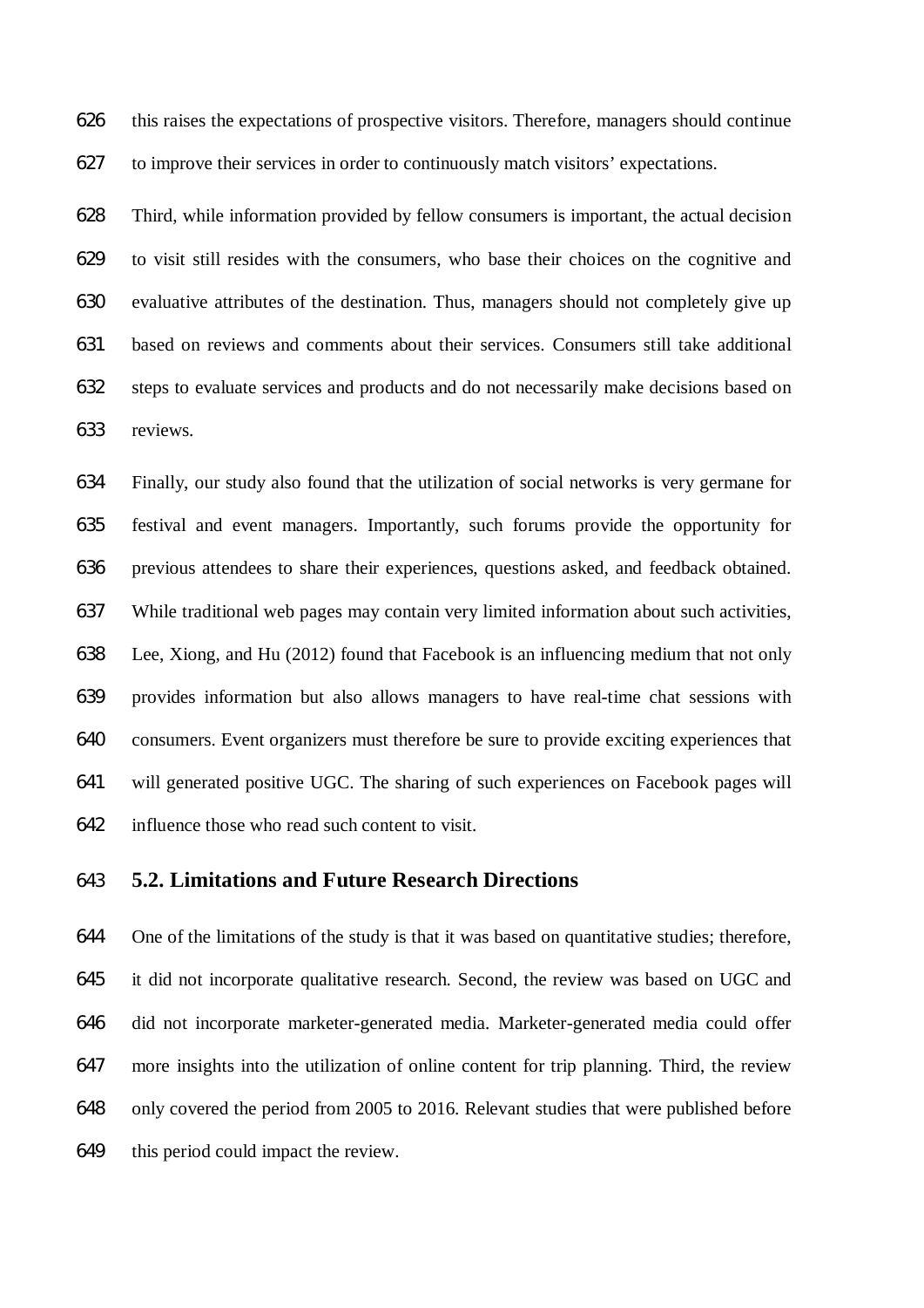this raises the expectations of prospective visitors. Therefore, managers should continue to improve their services in order to continuously match visitors' expectations.

Third, while information provided by fellow consumers is important, the actual decision to visit still resides with the consumers, who base their choices on the cognitive and evaluative attributes of the destination. Thus, managers should not completely give up based on reviews and comments about their services. Consumers still take additional steps to evaluate services and products and do not necessarily make decisions based on reviews.

Finally, our study also found that the utilization of social networks is very germane for festival and event managers. Importantly, such forums provide the opportunity for previous attendees to share their experiences, questions asked, and feedback obtained. While traditional web pages may contain very limited information about such activities, Lee, Xiong, and Hu (2012) found that Facebook is an influencing medium that not only provides information but also allows managers to have real-time chat sessions with consumers. Event organizers must therefore be sure to provide exciting experiences that will generated positive UGC. The sharing of such experiences on Facebook pages will influence those who read such content to visit.

## 5.2. Limitations and Future Research Directions

One of the limitations of the study is that it was based on quantitative studies; therefore, it did not incorporate qualitative research. Second, the review was based on UGC and did not incorporate marketer-generated media. Marketer-generated media could offer more insights into the utilization of online content for trip planning. Third, the review only covered the period from 2005 to 2016. Relevant studies that were published before this period could impact the review.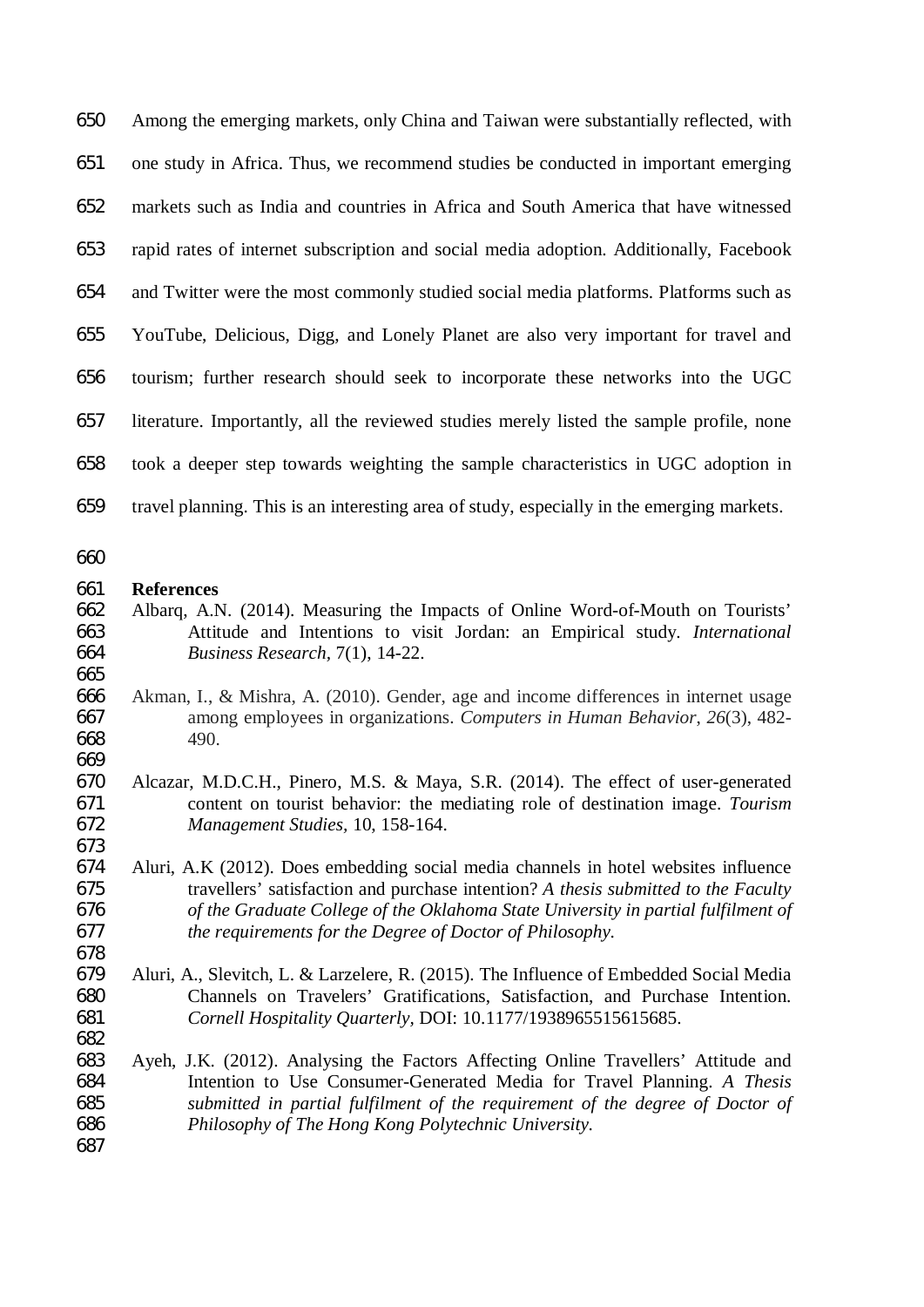Among the emerging markets, only China and Taiwan were substantially reflected, with one study in Africa. Thus, we recommend studies be conducted in important emerging markets such as India and countries in Africa and South America that have witnessed rapid rates of internet subscription and social media adoption. Additionally, Facebook and Twitter were the most commonly studied social media platforms. Platforms such as YouTube, Delicious, Digg, and Lonely Planet are also very important for travel and tourism; further research should seek to incorporate these networks into the UGC literature. Importantly, all the reviewed studies merely listed the sample profile, none took a deeper step towards weighting the sample characteristics in UGC adoption in travel planning. This is an interesting area of study, especially in the emerging markets.

## References

Albarq, A.N. (2014). Measuring the Impacts of Online Word-of-Mouth on Tourists' Attitude and Intentions to visit Jordan: an Empirical study. *International Business Research*, 7(1), 14-22.

Akman, I., & Mishra, A. (2010). Gender, age and income differences in internet usage among employees in organizations. *Computers in Human Behavior*, *26*(3), 482-490.

Alcazar, M.D.C.H., Pinero, M.S. & Maya, S.R. (2014). The effect of user-generated content on tourist behavior: the mediating role of destination image. *Tourism Management Studies*, 10, 158-164.

Aluri, A.K (2012). Does embedding social media channels in hotel websites influence travellers' satisfaction and purchase intention? *A thesis submitted to the Faculty of the Graduate College of the Oklahoma State University in partial fulfilment of the requirements for the Degree of Doctor of Philosophy.*

Aluri, A., Slevitch, L. & Larzelere, R. (2015). The Influence of Embedded Social Media Channels on Travelers' Gratifications, Satisfaction, and Purchase Intention. *Cornell Hospitality Quarterly*, DOI: 10.1177/1938965515615685.

Ayeh, J.K. (2012). Analysing the Factors Affecting Online Travellers' Attitude and Intention to Use Consumer-Generated Media for Travel Planning. *A Thesis submitted in partial fulfilment of the requirement of the degree of Doctor of Philosophy of The Hong Kong Polytechnic University.*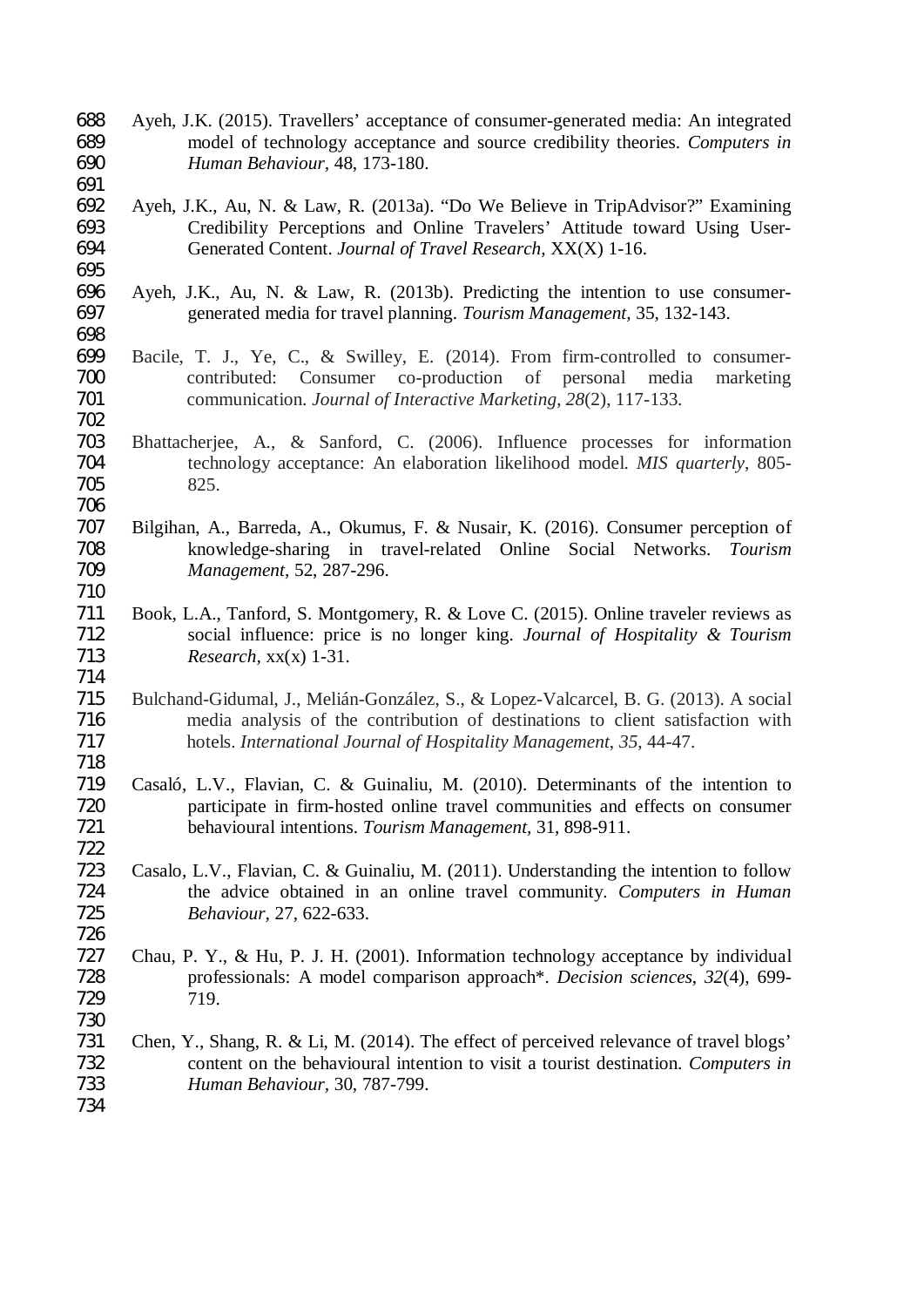Ayeh, J.K. (2015). Travellers' acceptance of consumer-generated media: An integrated model of technology acceptance and source credibility theories. *Computers in Human Behaviour,* 48, 173-180.

Ayeh, J.K., Au, N. & Law, R. (2013a). "Do We Believe in TripAdvisor?" Examining Credibility Perceptions and Online Travelers' Attitude toward Using User-Generated Content. *Journal of Travel Research,* XX(X) 1-16.

Ayeh, J.K., Au, N. & Law, R. (2013b). Predicting the intention to use consumer-generated media for travel planning. *Tourism Management,* 35, 132-143.

Bacile, T. J., Ye, C., & Swilley, E. (2014). From firm-controlled to consumer-contributed: Consumer co-production of personal media marketing communication. *Journal of Interactive Marketing*, *28*(2), 117-133.

Bhattacherjee, A., & Sanford, C. (2006). Influence processes for information technology acceptance: An elaboration likelihood model. *MIS quarterly*, 805-825.

Bilgihan, A., Barreda, A., Okumus, F. & Nusair, K. (2016). Consumer perception of knowledge-sharing in travel-related Online Social Networks. *Tourism Management,* 52, 287-296.

Book, L.A., Tanford, S. Montgomery, R. & Love C. (2015). Online traveler reviews as social influence: price is no longer king. *Journal of Hospitality & Tourism Research,* xx(x) 1-31.

Bulchand-Gidumal, J., Melián-González, S., & Lopez-Valcarcel, B. G. (2013). A social media analysis of the contribution of destinations to client satisfaction with hotels. *International Journal of Hospitality Management*, *35*, 44-47.

Casaló, L.V., Flavian, C. & Guinaliu, M. (2010). Determinants of the intention to participate in firm-hosted online travel communities and effects on consumer behavioural intentions. *Tourism Management,* 31, 898-911.

Casalo, L.V., Flavian, C. & Guinaliu, M. (2011). Understanding the intention to follow the advice obtained in an online travel community. *Computers in Human Behaviour,* 27, 622-633.

Chau, P. Y., & Hu, P. J. H. (2001). Information technology acceptance by individual professionals: A model comparison approach*. *Decision sciences*, *32*(4), 699-719.

Chen, Y., Shang, R. & Li, M. (2014). The effect of perceived relevance of travel blogs' content on the behavioural intention to visit a tourist destination. *Computers in Human Behaviour,* 30, 787-799.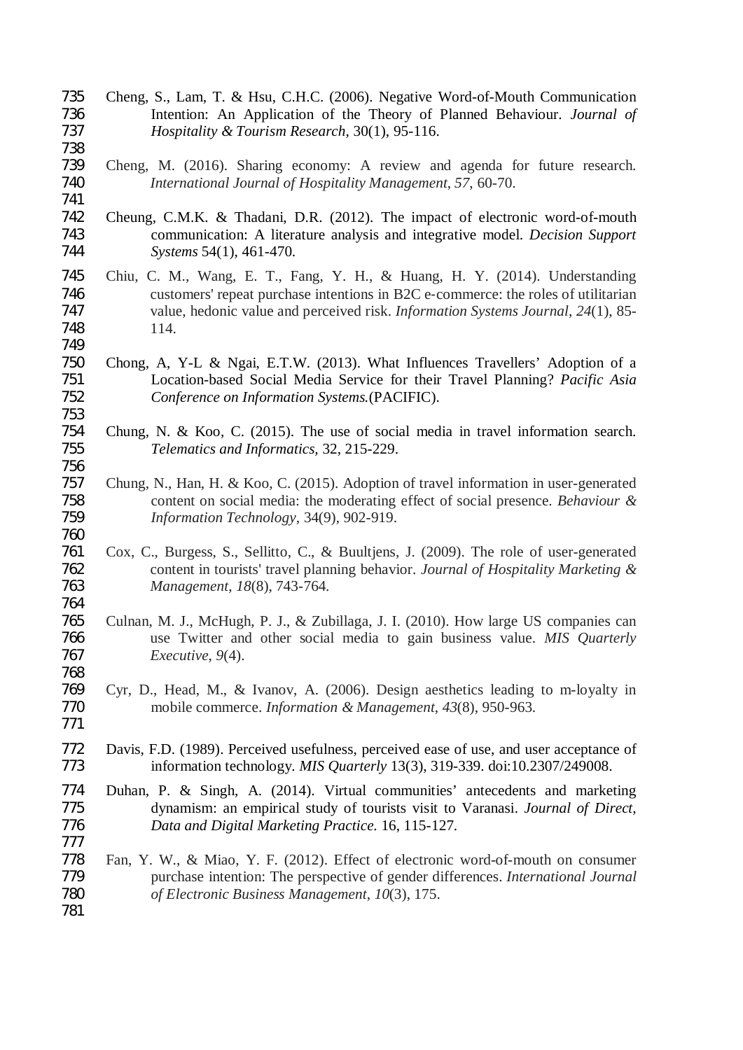Cheng, S., Lam, T. & Hsu, C.H.C. (2006). Negative Word-of-Mouth Communication Intention: An Application of the Theory of Planned Behaviour. *Journal of Hospitality & Tourism Research*, 30(1), 95-116.

Cheng, M. (2016). Sharing economy: A review and agenda for future research. *International Journal of Hospitality Management*, *57*, 60-70.

Cheung, C.M.K. & Thadani, D.R. (2012). The impact of electronic word-of-mouth communication: A literature analysis and integrative model. *Decision Support Systems* 54(1), 461-470.

Chiu, C. M., Wang, E. T., Fang, Y. H., & Huang, H. Y. (2014). Understanding customers' repeat purchase intentions in B2C e-commerce: the roles of utilitarian value, hedonic value and perceived risk. *Information Systems Journal*, *24*(1), 85-114.

Chong, A, Y-L & Ngai, E.T.W. (2013). What Influences Travellers' Adoption of a Location-based Social Media Service for their Travel Planning? *Pacific Asia Conference on Information Systems.*(PACIFIC).

Chung, N. & Koo, C. (2015). The use of social media in travel information search. *Telematics and Informatics,* 32, 215-229.

Chung, N., Han, H. & Koo, C. (2015). Adoption of travel information in user-generated content on social media: the moderating effect of social presence. *Behaviour & Information Technology*, 34(9), 902-919.

Cox, C., Burgess, S., Sellitto, C., & Buultjens, J. (2009). The role of user-generated content in tourists' travel planning behavior. *Journal of Hospitality Marketing & Management*, *18*(8), 743-764.

Culnan, M. J., McHugh, P. J., & Zubillaga, J. I. (2010). How large US companies can use Twitter and other social media to gain business value. *MIS Quarterly Executive*, *9*(4).

Cyr, D., Head, M., & Ivanov, A. (2006). Design aesthetics leading to m-loyalty in mobile commerce. *Information & Management*, *43*(8), 950-963.

Davis, F.D. (1989). Perceived usefulness, perceived ease of use, and user acceptance of information technology. *MIS Quarterly* 13(3), 319-339. doi:10.2307/249008.

Duhan, P. & Singh, A. (2014). Virtual communities' antecedents and marketing dynamism: an empirical study of tourists visit to Varanasi. *Journal of Direct, Data and Digital Marketing Practice.* 16, 115-127.

Fan, Y. W., & Miao, Y. F. (2012). Effect of electronic word-of-mouth on consumer purchase intention: The perspective of gender differences. *International Journal of Electronic Business Management*, *10*(3), 175.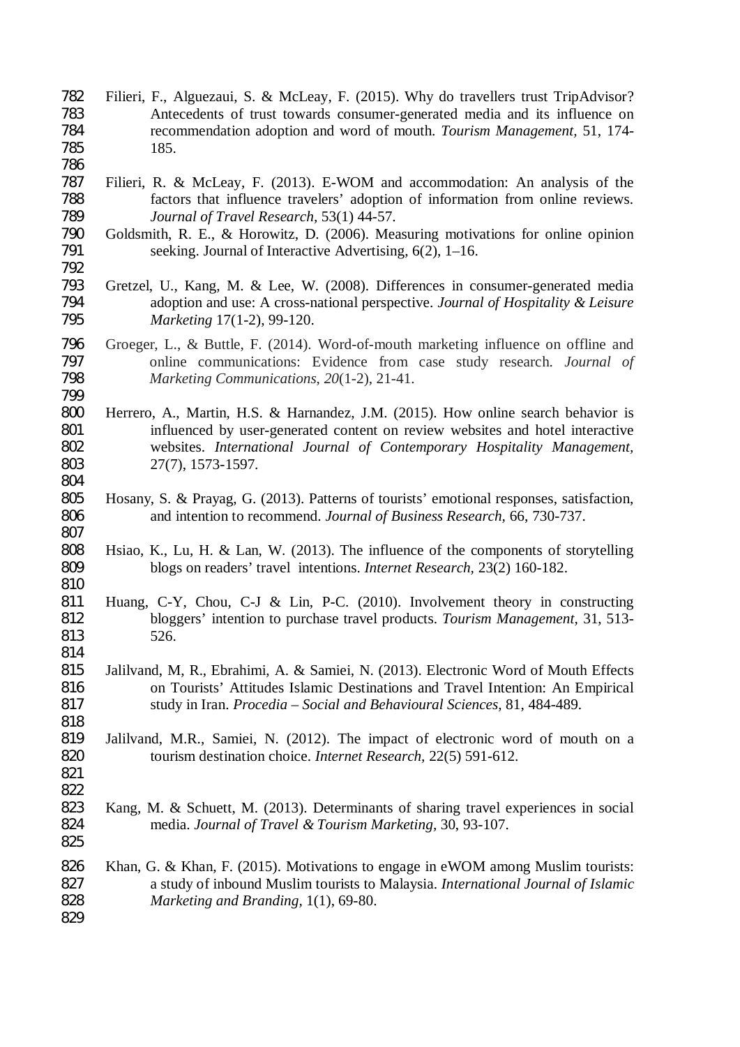Filieri, F., Alguezaui, S. & McLeay, F. (2015). Why do travellers trust TripAdvisor? Antecedents of trust towards consumer-generated media and its influence on recommendation adoption and word of mouth. *Tourism Management*, 51, 174-185.

Filieri, R. & McLeay, F. (2013). E-WOM and accommodation: An analysis of the factors that influence travelers' adoption of information from online reviews. *Journal of Travel Research*, 53(1) 44-57.

Goldsmith, R. E., & Horowitz, D. (2006). Measuring motivations for online opinion seeking. Journal of Interactive Advertising, 6(2), 1–16.

Gretzel, U., Kang, M. & Lee, W. (2008). Differences in consumer-generated media adoption and use: A cross-national perspective. *Journal of Hospitality & Leisure Marketing* 17(1-2), 99-120.

Groeger, L., & Buttle, F. (2014). Word-of-mouth marketing influence on offline and online communications: Evidence from case study research. *Journal of Marketing Communications*, *20*(1-2), 21-41.

Herrero, A., Martin, H.S. & Harnandez, J.M. (2015). How online search behavior is influenced by user-generated content on review websites and hotel interactive websites. *International Journal of Contemporary Hospitality Management*, 27(7), 1573-1597.

Hosany, S. & Prayag, G. (2013). Patterns of tourists' emotional responses, satisfaction, and intention to recommend. *Journal of Business Research*, 66, 730-737.

Hsiao, K., Lu, H. & Lan, W. (2013). The influence of the components of storytelling blogs on readers' travel intentions. *Internet Research*, 23(2) 160-182.

Huang, C-Y, Chou, C-J & Lin, P-C. (2010). Involvement theory in constructing bloggers' intention to purchase travel products. *Tourism Management*, 31, 513-526.

Jalilvand, M, R., Ebrahimi, A. & Samiei, N. (2013). Electronic Word of Mouth Effects on Tourists' Attitudes Islamic Destinations and Travel Intention: An Empirical study in Iran. *Procedia – Social and Behavioural Sciences*, 81, 484-489.

Jalilvand, M.R., Samiei, N. (2012). The impact of electronic word of mouth on a tourism destination choice. *Internet Research*, 22(5) 591-612.

Kang, M. & Schuett, M. (2013). Determinants of sharing travel experiences in social media. *Journal of Travel & Tourism Marketing*, 30, 93-107.

Khan, G. & Khan, F. (2015). Motivations to engage in eWOM among Muslim tourists: a study of inbound Muslim tourists to Malaysia. *International Journal of Islamic Marketing and Branding*, 1(1), 69-80.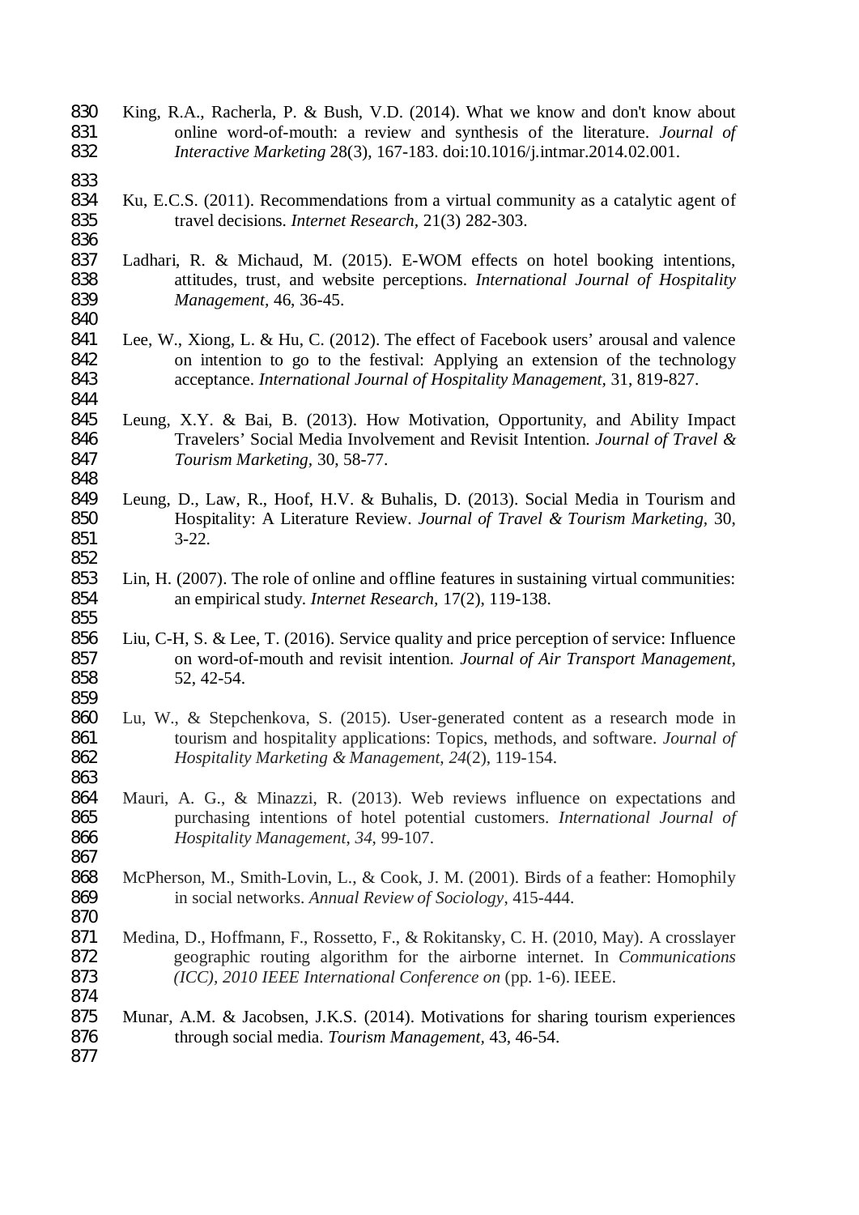King, R.A., Racherla, P. & Bush, V.D. (2014). What we know and don't know about online word-of-mouth: a review and synthesis of the literature. *Journal of Interactive Marketing* 28(3), 167-183. doi:10.1016/j.intmar.2014.02.001.

Ku, E.C.S. (2011). Recommendations from a virtual community as a catalytic agent of travel decisions. *Internet Research*, 21(3) 282-303.

Ladhari, R. & Michaud, M. (2015). E-WOM effects on hotel booking intentions, attitudes, trust, and website perceptions. *International Journal of Hospitality Management*, 46, 36-45.

Lee, W., Xiong, L. & Hu, C. (2012). The effect of Facebook users' arousal and valence on intention to go to the festival: Applying an extension of the technology acceptance. *International Journal of Hospitality Management*, 31, 819-827.

Leung, X.Y. & Bai, B. (2013). How Motivation, Opportunity, and Ability Impact Travelers' Social Media Involvement and Revisit Intention. *Journal of Travel & Tourism Marketing*, 30, 58-77.

Leung, D., Law, R., Hoof, H.V. & Buhalis, D. (2013). Social Media in Tourism and Hospitality: A Literature Review. *Journal of Travel & Tourism Marketing*, 30, 3-22.

Lin, H. (2007). The role of online and offline features in sustaining virtual communities: an empirical study. *Internet Research*, 17(2), 119-138.

Liu, C-H, S. & Lee, T. (2016). Service quality and price perception of service: Influence on word-of-mouth and revisit intention. *Journal of Air Transport Management*, 52, 42-54.

Lu, W., & Stepchenkova, S. (2015). User-generated content as a research mode in tourism and hospitality applications: Topics, methods, and software. *Journal of Hospitality Marketing & Management*, *24*(2), 119-154.

Mauri, A. G., & Minazzi, R. (2013). Web reviews influence on expectations and purchasing intentions of hotel potential customers. *International Journal of Hospitality Management*, *34*, 99-107.

McPherson, M., Smith-Lovin, L., & Cook, J. M. (2001). Birds of a feather: Homophily in social networks. *Annual Review of Sociology*, 415-444.

Medina, D., Hoffmann, F., Rossetto, F., & Rokitansky, C. H. (2010, May). A crosslayer geographic routing algorithm for the airborne internet. In *Communications (ICC), 2010 IEEE International Conference on* (pp. 1-6). IEEE.

Munar, A.M. & Jacobsen, J.K.S. (2014). Motivations for sharing tourism experiences through social media. *Tourism Management*, 43, 46-54.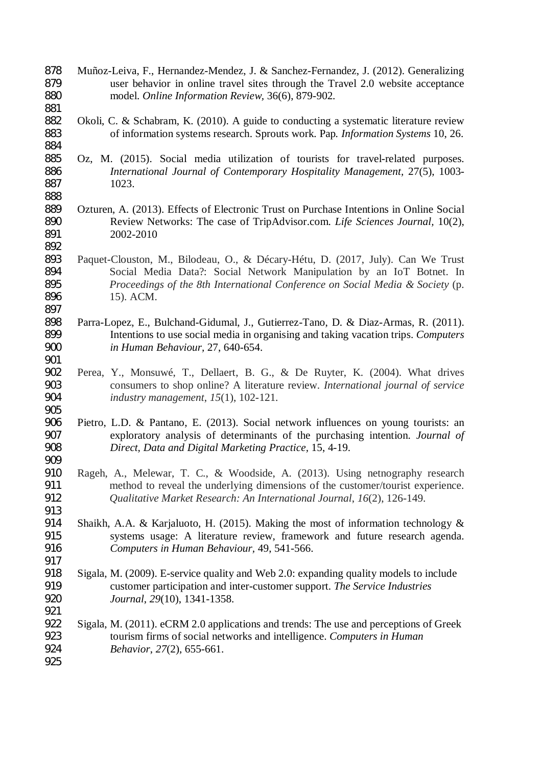Muñoz-Leiva, F., Hernandez-Mendez, J. & Sanchez-Fernandez, J. (2012). Generalizing user behavior in online travel sites through the Travel 2.0 website acceptance model. *Online Information Review,* 36(6), 879-902.

Okoli, C. & Schabram, K. (2010). A guide to conducting a systematic literature review of information systems research. Sprouts work. Pap. *Information Systems* 10, 26.

Oz, M. (2015). Social media utilization of tourists for travel-related purposes. *International Journal of Contemporary Hospitality Management*, 27(5), 1003-1023.

Ozturen, A. (2013). Effects of Electronic Trust on Purchase Intentions in Online Social Review Networks: The case of TripAdvisor.com. *Life Sciences Journal,* 10(2), 2002-2010

Paquet-Clouston, M., Bilodeau, O., & Décary-Hétu, D. (2017, July). Can We Trust Social Media Data?: Social Network Manipulation by an IoT Botnet. In *Proceedings of the 8th International Conference on Social Media & Society* (p. 15). ACM.

Parra-Lopez, E., Bulchand-Gidumal, J., Gutierrez-Tano, D. & Diaz-Armas, R. (2011). Intentions to use social media in organising and taking vacation trips. *Computers in Human Behaviour*, 27, 640-654.

Perea, Y., Monsuwé, T., Dellaert, B. G., & De Ruyter, K. (2004). What drives consumers to shop online? A literature review. *International journal of service industry management*, *15*(1), 102-121.

Pietro, L.D. & Pantano, E. (2013). Social network influences on young tourists: an exploratory analysis of determinants of the purchasing intention. *Journal of Direct, Data and Digital Marketing Practice,* 15, 4-19.

Rageh, A., Melewar, T. C., & Woodside, A. (2013). Using netnography research method to reveal the underlying dimensions of the customer/tourist experience. *Qualitative Market Research: An International Journal*, *16*(2), 126-149.

Shaikh, A.A. & Karjaluoto, H. (2015). Making the most of information technology & systems usage: A literature review, framework and future research agenda. *Computers in Human Behaviour,* 49, 541-566.

Sigala, M. (2009). E-service quality and Web 2.0: expanding quality models to include customer participation and inter-customer support. *The Service Industries Journal*, *29*(10), 1341-1358.

Sigala, M. (2011). eCRM 2.0 applications and trends: The use and perceptions of Greek tourism firms of social networks and intelligence. *Computers in Human Behavior*, *27*(2), 655-661.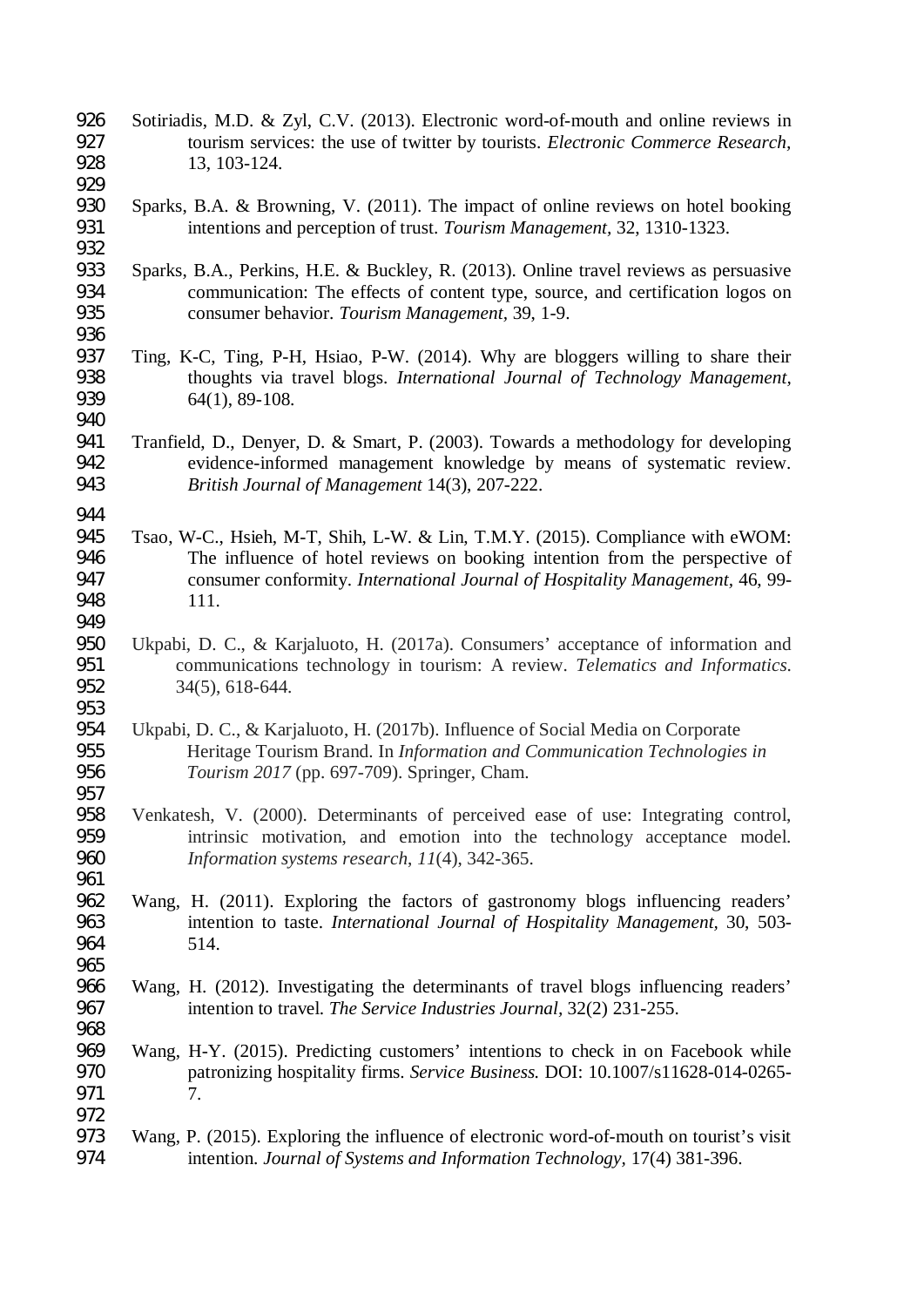Sotiriadis, M.D. & Zyl, C.V. (2013). Electronic word-of-mouth and online reviews in tourism services: the use of twitter by tourists. *Electronic Commerce Research*, 13, 103-124.

Sparks, B.A. & Browning, V. (2011). The impact of online reviews on hotel booking intentions and perception of trust. *Tourism Management*, 32, 1310-1323.

Sparks, B.A., Perkins, H.E. & Buckley, R. (2013). Online travel reviews as persuasive communication: The effects of content type, source, and certification logos on consumer behavior. *Tourism Management*, 39, 1-9.

Ting, K-C, Ting, P-H, Hsiao, P-W. (2014). Why are bloggers willing to share their thoughts via travel blogs. *International Journal of Technology Management*, 64(1), 89-108.

Tranfield, D., Denyer, D. & Smart, P. (2003). Towards a methodology for developing evidence-informed management knowledge by means of systematic review. *British Journal of Management* 14(3), 207-222.

Tsao, W-C., Hsieh, M-T, Shih, L-W. & Lin, T.M.Y. (2015). Compliance with eWOM: The influence of hotel reviews on booking intention from the perspective of consumer conformity. *International Journal of Hospitality Management*, 46, 99-111.

Ukpabi, D. C., & Karjaluoto, H. (2017a). Consumers' acceptance of information and communications technology in tourism: A review. *Telematics and Informatics*. 34(5), 618-644.

Ukpabi, D. C., & Karjaluoto, H. (2017b). Influence of Social Media on Corporate Heritage Tourism Brand. In *Information and Communication Technologies in Tourism 2017* (pp. 697-709). Springer, Cham.

Venkatesh, V. (2000). Determinants of perceived ease of use: Integrating control, intrinsic motivation, and emotion into the technology acceptance model. *Information systems research*, *11*(4), 342-365.

Wang, H. (2011). Exploring the factors of gastronomy blogs influencing readers' intention to taste. *International Journal of Hospitality Management*, 30, 503-514.

Wang, H. (2012). Investigating the determinants of travel blogs influencing readers' intention to travel. *The Service Industries Journal*, 32(2) 231-255.

Wang, H-Y. (2015). Predicting customers' intentions to check in on Facebook while patronizing hospitality firms. *Service Business.* DOI: 10.1007/s11628-014-0265-7.

Wang, P. (2015). Exploring the influence of electronic word-of-mouth on tourist's visit intention. *Journal of Systems and Information Technology*, 17(4) 381-396.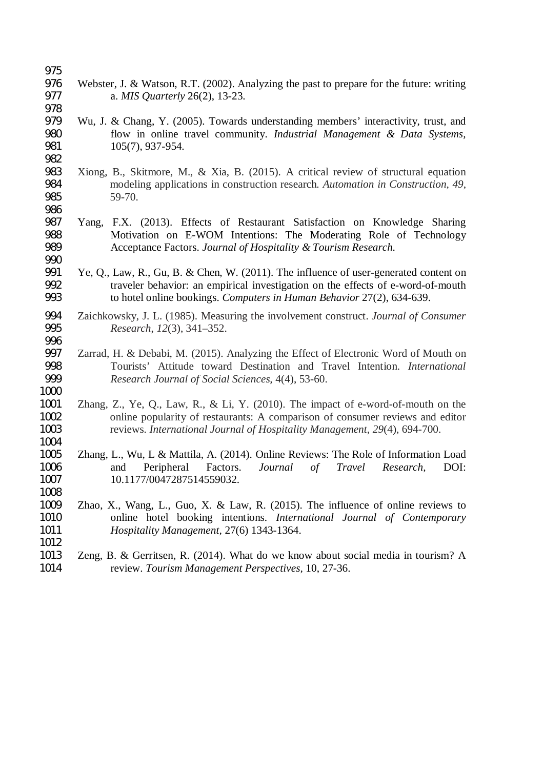Webster, J. & Watson, R.T. (2002). Analyzing the past to prepare for the future: writing a. *MIS Quarterly* 26(2), 13-23.

Wu, J. & Chang, Y. (2005). Towards understanding members' interactivity, trust, and flow in online travel community. *Industrial Management & Data Systems*, 105(7), 937-954.

Xiong, B., Skitmore, M., & Xia, B. (2015). A critical review of structural equation modeling applications in construction research. *Automation in Construction*, *49*, 59-70.

Yang, F.X. (2013). Effects of Restaurant Satisfaction on Knowledge Sharing Motivation on E-WOM Intentions: The Moderating Role of Technology Acceptance Factors. *Journal of Hospitality & Tourism Research.*

Ye, Q., Law, R., Gu, B. & Chen, W. (2011). The influence of user-generated content on traveler behavior: an empirical investigation on the effects of e-word-of-mouth to hotel online bookings. *Computers in Human Behavior* 27(2), 634-639.

Zaichkowsky, J. L. (1985). Measuring the involvement construct. *Journal of Consumer Research*, *12*(3), 341–352.

Zarrad, H. & Debabi, M. (2015). Analyzing the Effect of Electronic Word of Mouth on Tourists' Attitude toward Destination and Travel Intention. *International Research Journal of Social Sciences*, 4(4), 53-60.

Zhang, Z., Ye, Q., Law, R., & Li, Y. (2010). The impact of e-word-of-mouth on the online popularity of restaurants: A comparison of consumer reviews and editor reviews. *International Journal of Hospitality Management*, *29*(4), 694-700.

Zhang, L., Wu, L & Mattila, A. (2014). Online Reviews: The Role of Information Load and Peripheral Factors. *Journal of Travel Research,* DOI: 10.1177/0047287514559032.

Zhao, X., Wang, L., Guo, X. & Law, R. (2015). The influence of online reviews to online hotel booking intentions. *International Journal of Contemporary Hospitality Management,* 27(6) 1343-1364.

Zeng, B. & Gerritsen, R. (2014). What do we know about social media in tourism? A review. *Tourism Management Perspectives*, 10, 27-36.